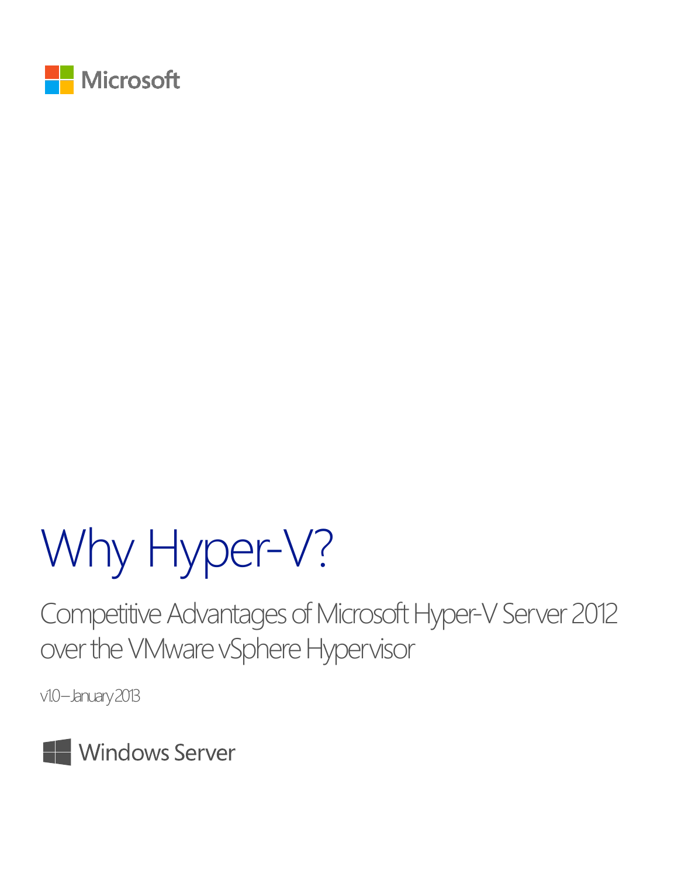Microsoft

# Why Hyper-V?

## Competitive Advantages of Microsoft Hyper-V Server 2012 over the VMware vSphere Hypervisor

v1.0 – January 2013

Windows Server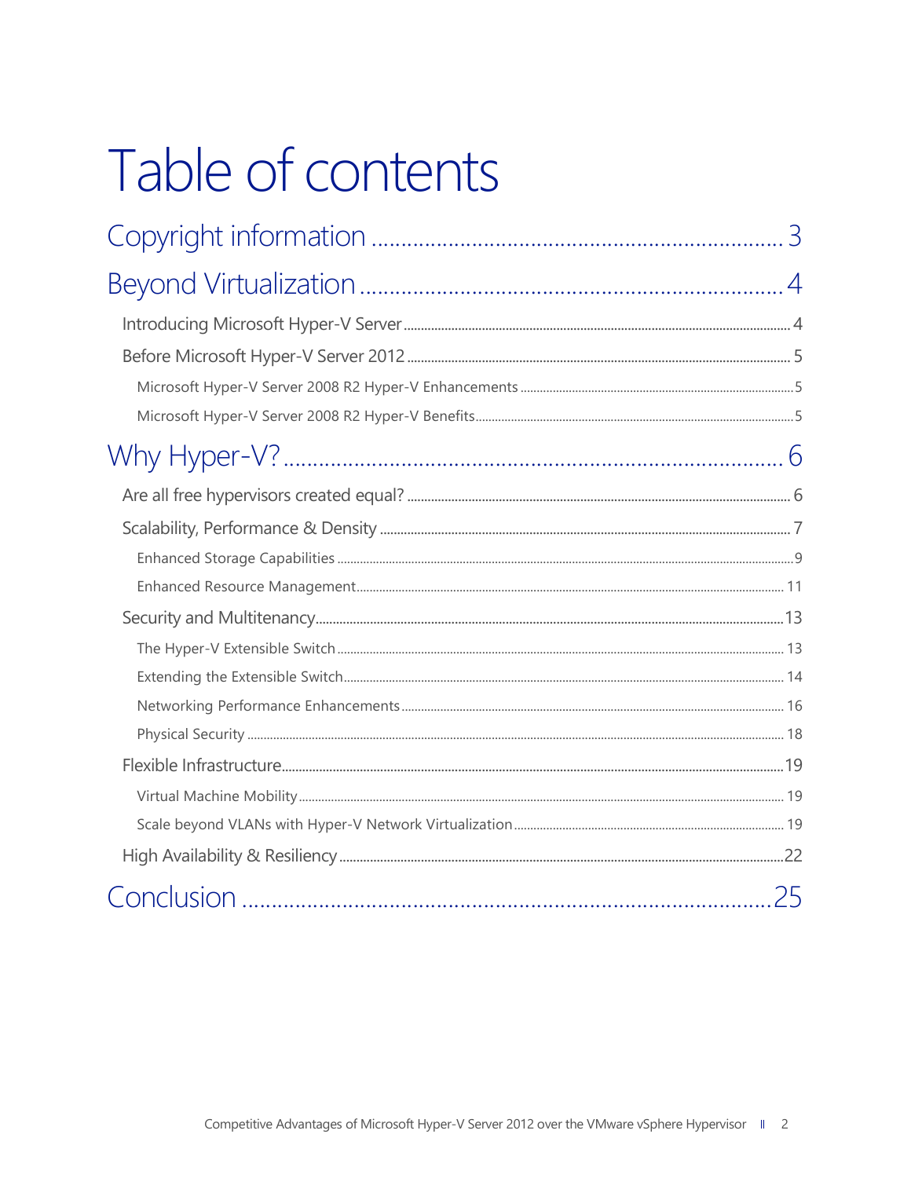# Table of contents

Copyright information ........ 3

Beyond Virtualization ........ 4

- Introducing Microsoft Hyper-V Server ........ 4
- Before Microsoft Hyper-V Server 2012 ........ 5
  - Microsoft Hyper-V Server 2008 R2 Hyper-V Enhancements ........ 5
  - Microsoft Hyper-V Server 2008 R2 Hyper-V Benefits ........ 5

Why Hyper-V? ........ 6

- Are all free hypervisors created equal? ........ 6
- Scalability, Performance & Density ........ 7
  - Enhanced Storage Capabilities ........ 9
  - Enhanced Resource Management ........ 11
- Security and Multitenancy ........ 13
  - The Hyper-V Extensible Switch ........ 13
  - Extending the Extensible Switch ........ 14
  - Networking Performance Enhancements ........ 16
  - Physical Security ........ 18
- Flexible Infrastructure ........ 19
  - Virtual Machine Mobility ........ 19
  - Scale beyond VLANs with Hyper-V Network Virtualization ........ 19
- High Availability & Resiliency ........ 22

Conclusion ........ 25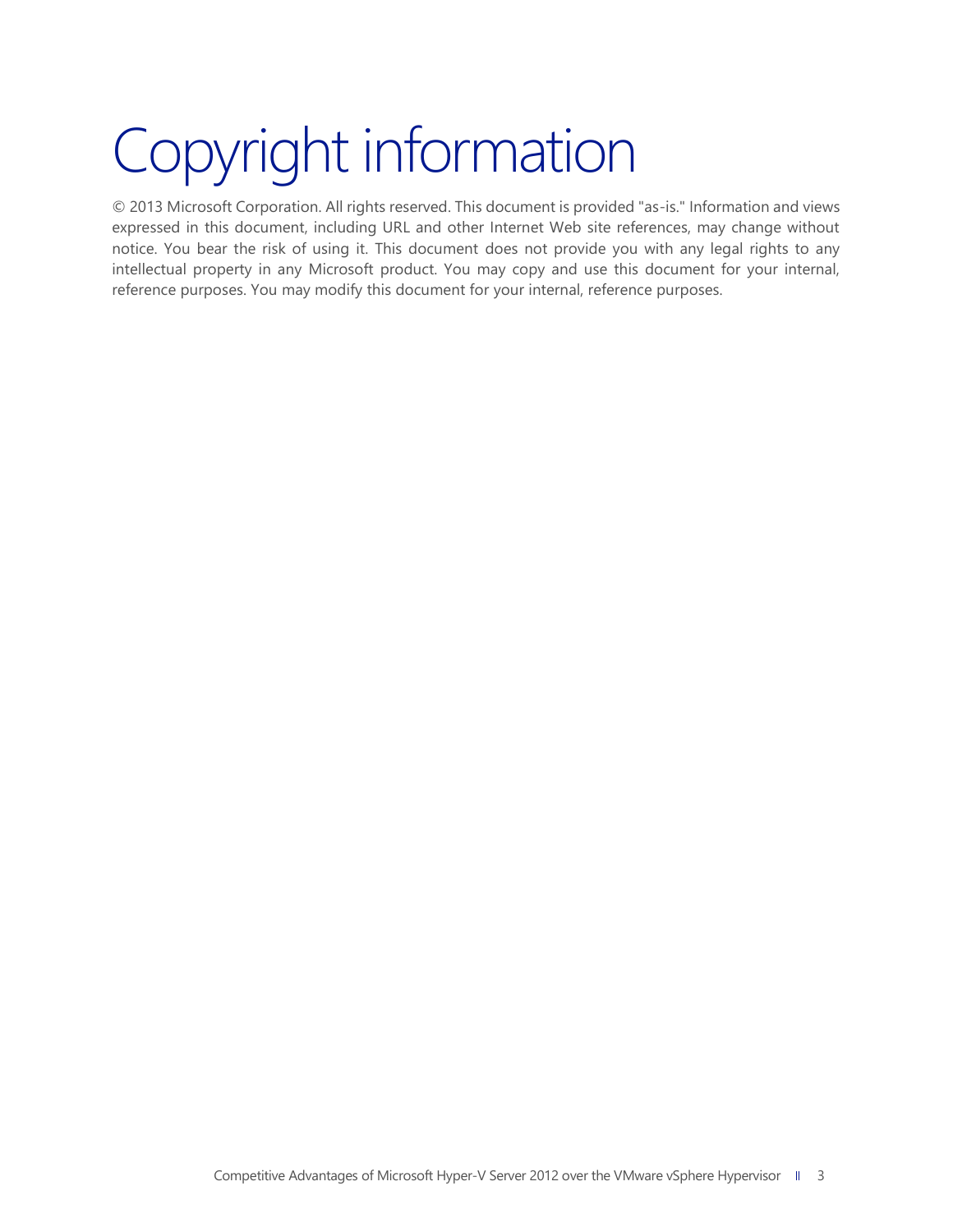# Copyright information

© 2013 Microsoft Corporation. All rights reserved. This document is provided "as-is." Information and views expressed in this document, including URL and other Internet Web site references, may change without notice. You bear the risk of using it. This document does not provide you with any legal rights to any intellectual property in any Microsoft product. You may copy and use this document for your internal, reference purposes. You may modify this document for your internal, reference purposes.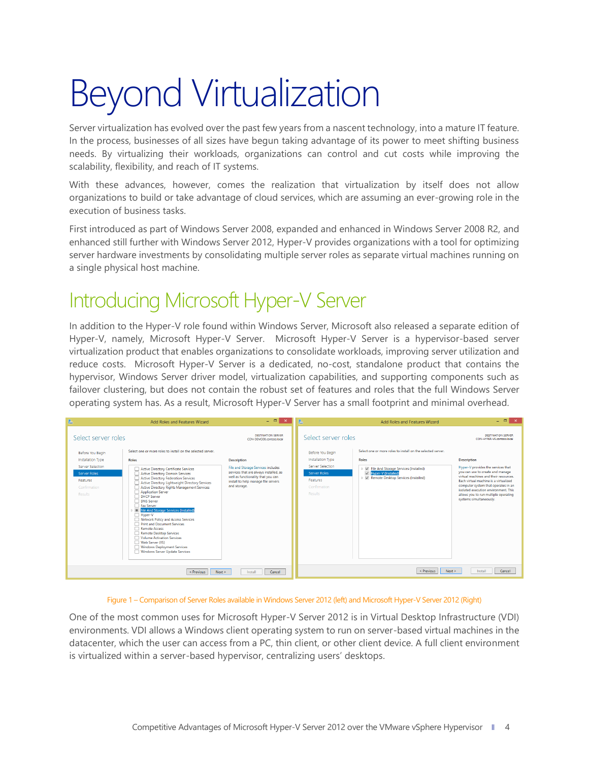# Beyond Virtualization

Server virtualization has evolved over the past few years from a nascent technology, into a mature IT feature. In the process, businesses of all sizes have begun taking advantage of its power to meet shifting business needs. By virtualizing their workloads, organizations can control and cut costs while improving the scalability, flexibility, and reach of IT systems.

With these advances, however, comes the realization that virtualization by itself does not allow organizations to build or take advantage of cloud services, which are assuming an ever-growing role in the execution of business tasks.

First introduced as part of Windows Server 2008, expanded and enhanced in Windows Server 2008 R2, and enhanced still further with Windows Server 2012, Hyper-V provides organizations with a tool for optimizing server hardware investments by consolidating multiple server roles as separate virtual machines running on a single physical host machine.

## Introducing Microsoft Hyper-V Server

In addition to the Hyper-V role found within Windows Server, Microsoft also released a separate edition of Hyper-V, namely, Microsoft Hyper-V Server. Microsoft Hyper-V Server is a hypervisor-based server virtualization product that enables organizations to consolidate workloads, improving server utilization and reduce costs. Microsoft Hyper-V Server is a dedicated, no-cost, standalone product that contains the hypervisor, Windows Server driver model, virtualization capabilities, and supporting components such as failover clustering, but does not contain the robust set of features and roles that the full Windows Server operating system has. As a result, Microsoft Hyper-V Server has a small footprint and minimal overhead.

Figure 1 – Comparison of Server Roles available in Windows Server 2012 (left) and Microsoft Hyper-V Server 2012 (Right)

One of the most common uses for Microsoft Hyper-V Server 2012 is in Virtual Desktop Infrastructure (VDI) environments. VDI allows a Windows client operating system to run on server-based virtual machines in the datacenter, which the user can access from a PC, thin client, or other client device. A full client environment is virtualized within a server-based hypervisor, centralizing users' desktops.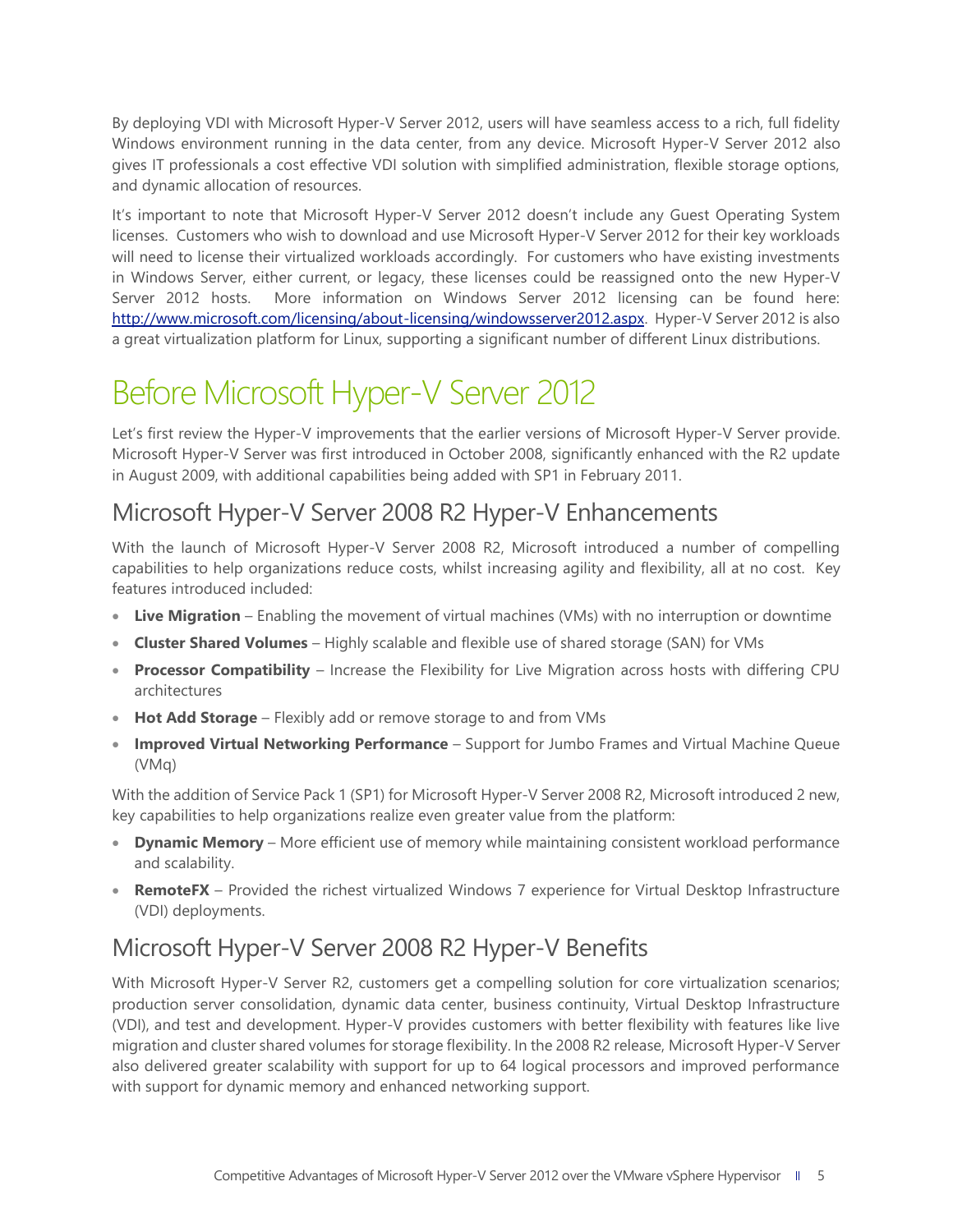By deploying VDI with Microsoft Hyper-V Server 2012, users will have seamless access to a rich, full fidelity Windows environment running in the data center, from any device. Microsoft Hyper-V Server 2012 also gives IT professionals a cost effective VDI solution with simplified administration, flexible storage options, and dynamic allocation of resources.

It's important to note that Microsoft Hyper-V Server 2012 doesn't include any Guest Operating System licenses. Customers who wish to download and use Microsoft Hyper-V Server 2012 for their key workloads will need to license their virtualized workloads accordingly. For customers who have existing investments in Windows Server, either current, or legacy, these licenses could be reassigned onto the new Hyper-V Server 2012 hosts. More information on Windows Server 2012 licensing can be found here: [http://www.microsoft.com/licensing/about-licensing/windowsserver2012.aspx](http://www.microsoft.com/licensing/about-licensing/windowsserver2012.aspx). Hyper-V Server 2012 is also a great virtualization platform for Linux, supporting a significant number of different Linux distributions.

# Before Microsoft Hyper-V Server 2012

Let's first review the Hyper-V improvements that the earlier versions of Microsoft Hyper-V Server provide. Microsoft Hyper-V Server was first introduced in October 2008, significantly enhanced with the R2 update in August 2009, with additional capabilities being added with SP1 in February 2011.

## Microsoft Hyper-V Server 2008 R2 Hyper-V Enhancements

With the launch of Microsoft Hyper-V Server 2008 R2, Microsoft introduced a number of compelling capabilities to help organizations reduce costs, whilst increasing agility and flexibility, all at no cost. Key features introduced included:

- **Live Migration** – Enabling the movement of virtual machines (VMs) with no interruption or downtime
- **Cluster Shared Volumes** – Highly scalable and flexible use of shared storage (SAN) for VMs
- **Processor Compatibility** – Increase the Flexibility for Live Migration across hosts with differing CPU architectures
- **Hot Add Storage** – Flexibly add or remove storage to and from VMs
- **Improved Virtual Networking Performance** – Support for Jumbo Frames and Virtual Machine Queue (VMq)

With the addition of Service Pack 1 (SP1) for Microsoft Hyper-V Server 2008 R2, Microsoft introduced 2 new, key capabilities to help organizations realize even greater value from the platform:

- **Dynamic Memory** – More efficient use of memory while maintaining consistent workload performance and scalability.
- **RemoteFX** – Provided the richest virtualized Windows 7 experience for Virtual Desktop Infrastructure (VDI) deployments.

## Microsoft Hyper-V Server 2008 R2 Hyper-V Benefits

With Microsoft Hyper-V Server R2, customers get a compelling solution for core virtualization scenarios; production server consolidation, dynamic data center, business continuity, Virtual Desktop Infrastructure (VDI), and test and development. Hyper-V provides customers with better flexibility with features like live migration and cluster shared volumes for storage flexibility. In the 2008 R2 release, Microsoft Hyper-V Server also delivered greater scalability with support for up to 64 logical processors and improved performance with support for dynamic memory and enhanced networking support.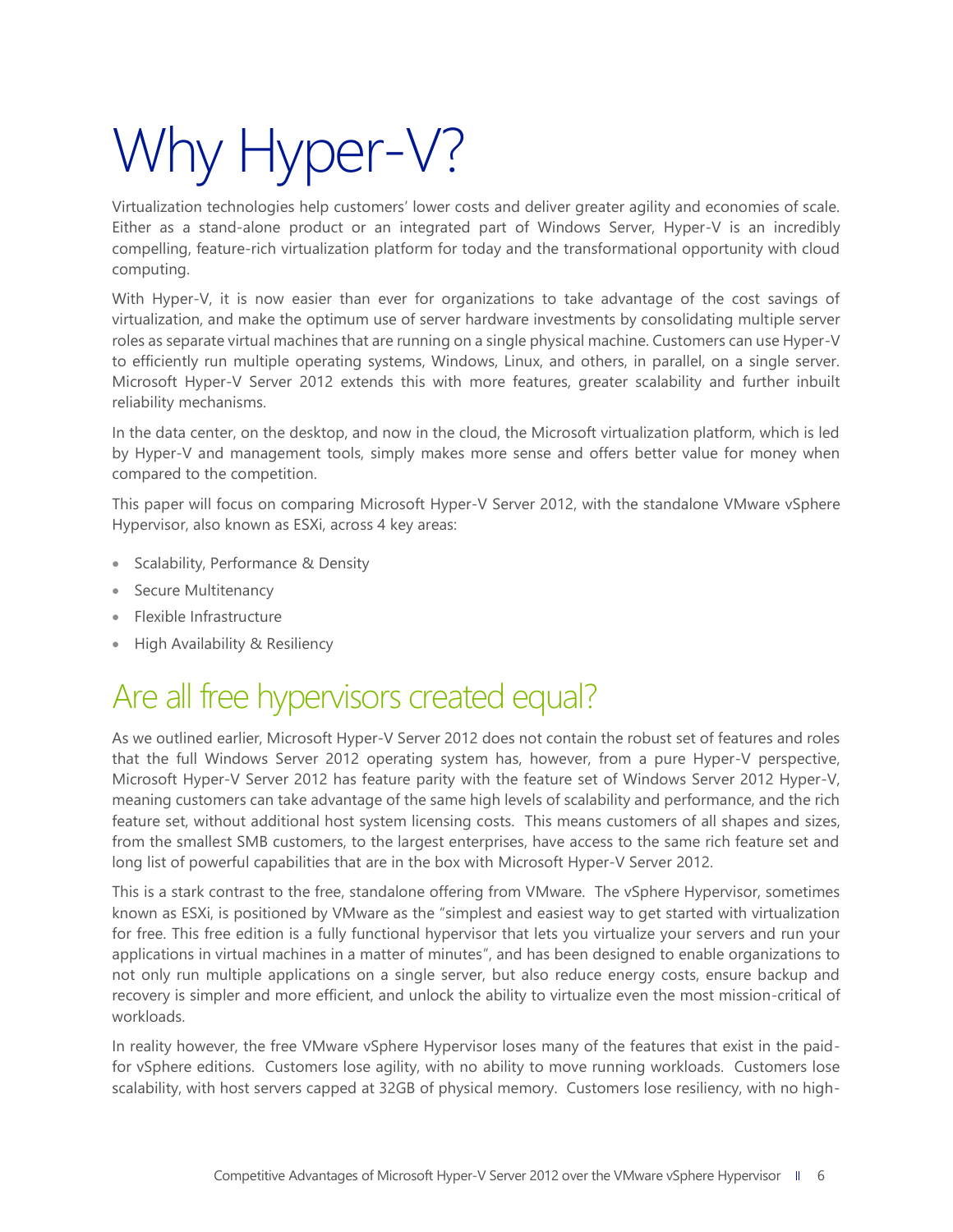# Why Hyper-V?

Virtualization technologies help customers' lower costs and deliver greater agility and economies of scale. Either as a stand-alone product or an integrated part of Windows Server, Hyper-V is an incredibly compelling, feature-rich virtualization platform for today and the transformational opportunity with cloud computing.

With Hyper-V, it is now easier than ever for organizations to take advantage of the cost savings of virtualization, and make the optimum use of server hardware investments by consolidating multiple server roles as separate virtual machines that are running on a single physical machine. Customers can use Hyper-V to efficiently run multiple operating systems, Windows, Linux, and others, in parallel, on a single server. Microsoft Hyper-V Server 2012 extends this with more features, greater scalability and further inbuilt reliability mechanisms.

In the data center, on the desktop, and now in the cloud, the Microsoft virtualization platform, which is led by Hyper-V and management tools, simply makes more sense and offers better value for money when compared to the competition.

This paper will focus on comparing Microsoft Hyper-V Server 2012, with the standalone VMware vSphere Hypervisor, also known as ESXi, across 4 key areas:

- Scalability, Performance & Density
- Secure Multitenancy
- Flexible Infrastructure
- High Availability & Resiliency

## Are all free hypervisors created equal?

As we outlined earlier, Microsoft Hyper-V Server 2012 does not contain the robust set of features and roles that the full Windows Server 2012 operating system has, however, from a pure Hyper-V perspective, Microsoft Hyper-V Server 2012 has feature parity with the feature set of Windows Server 2012 Hyper-V, meaning customers can take advantage of the same high levels of scalability and performance, and the rich feature set, without additional host system licensing costs. This means customers of all shapes and sizes, from the smallest SMB customers, to the largest enterprises, have access to the same rich feature set and long list of powerful capabilities that are in the box with Microsoft Hyper-V Server 2012.

This is a stark contrast to the free, standalone offering from VMware. The vSphere Hypervisor, sometimes known as ESXi, is positioned by VMware as the "simplest and easiest way to get started with virtualization for free. This free edition is a fully functional hypervisor that lets you virtualize your servers and run your applications in virtual machines in a matter of minutes", and has been designed to enable organizations to not only run multiple applications on a single server, but also reduce energy costs, ensure backup and recovery is simpler and more efficient, and unlock the ability to virtualize even the most mission-critical of workloads.

In reality however, the free VMware vSphere Hypervisor loses many of the features that exist in the paid-for vSphere editions. Customers lose agility, with no ability to move running workloads. Customers lose scalability, with host servers capped at 32GB of physical memory. Customers lose resiliency, with no high-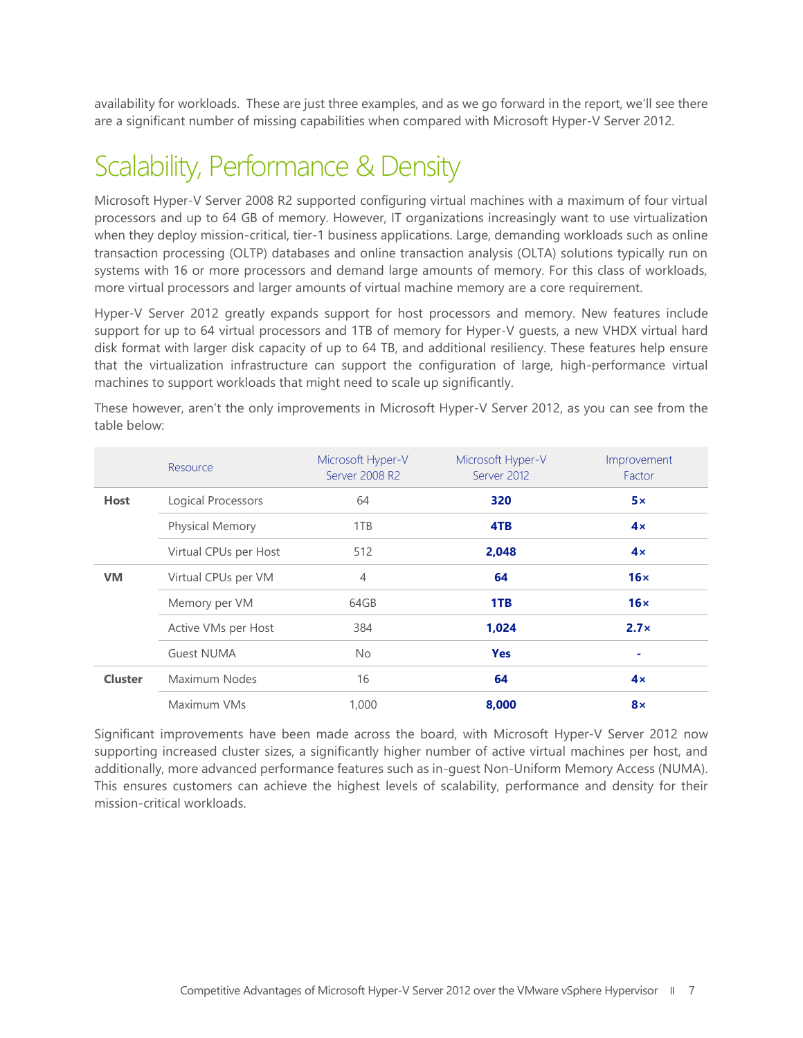availability for workloads. These are just three examples, and as we go forward in the report, we'll see there are a significant number of missing capabilities when compared with Microsoft Hyper-V Server 2012.

## Scalability, Performance & Density

Microsoft Hyper-V Server 2008 R2 supported configuring virtual machines with a maximum of four virtual processors and up to 64 GB of memory. However, IT organizations increasingly want to use virtualization when they deploy mission-critical, tier-1 business applications. Large, demanding workloads such as online transaction processing (OLTP) databases and online transaction analysis (OLTA) solutions typically run on systems with 16 or more processors and demand large amounts of memory. For this class of workloads, more virtual processors and larger amounts of virtual machine memory are a core requirement.

Hyper-V Server 2012 greatly expands support for host processors and memory. New features include support for up to 64 virtual processors and 1TB of memory for Hyper-V guests, a new VHDX virtual hard disk format with larger disk capacity of up to 64 TB, and additional resiliency. These features help ensure that the virtualization infrastructure can support the configuration of large, high-performance virtual machines to support workloads that might need to scale up significantly.

These however, aren't the only improvements in Microsoft Hyper-V Server 2012, as you can see from the table below:

| | Resource | Microsoft Hyper-V Server 2008 R2 | Microsoft Hyper-V Server 2012 | Improvement Factor |
|---|---|---|---|---|
| **Host** | Logical Processors | 64 | **320** | **5×** |
| | Physical Memory | 1TB | **4TB** | **4×** |
| | Virtual CPUs per Host | 512 | **2,048** | **4×** |
| **VM** | Virtual CPUs per VM | 4 | **64** | **16×** |
| | Memory per VM | 64GB | **1TB** | **16×** |
| | Active VMs per Host | 384 | **1,024** | **2.7×** |
| | Guest NUMA | No | **Yes** | **-** |
| **Cluster** | Maximum Nodes | 16 | **64** | **4×** |
| | Maximum VMs | 1,000 | **8,000** | **8×** |

Significant improvements have been made across the board, with Microsoft Hyper-V Server 2012 now supporting increased cluster sizes, a significantly higher number of active virtual machines per host, and additionally, more advanced performance features such as in-guest Non-Uniform Memory Access (NUMA). This ensures customers can achieve the highest levels of scalability, performance and density for their mission-critical workloads.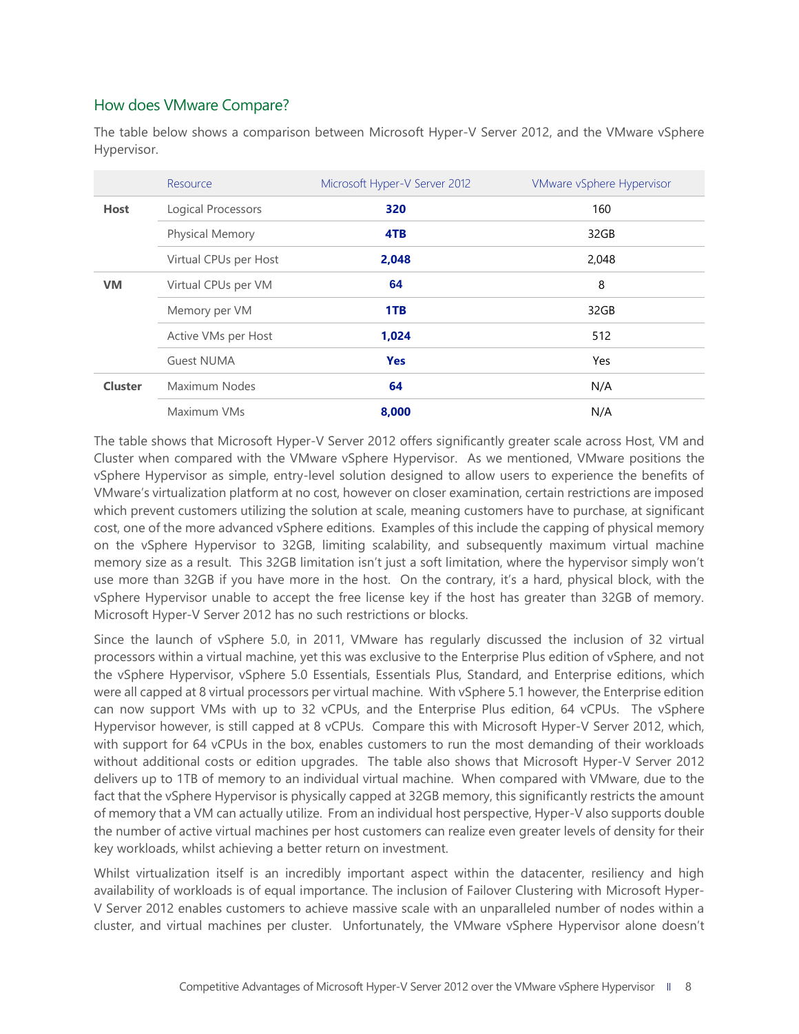## How does VMware Compare?

The table below shows a comparison between Microsoft Hyper-V Server 2012, and the VMware vSphere Hypervisor.

| | Resource | Microsoft Hyper-V Server 2012 | VMware vSphere Hypervisor |
|---|---|---|---|
| **Host** | Logical Processors | **320** | 160 |
| | Physical Memory | **4TB** | 32GB |
| | Virtual CPUs per Host | **2,048** | 2,048 |
| **VM** | Virtual CPUs per VM | **64** | 8 |
| | Memory per VM | **1TB** | 32GB |
| | Active VMs per Host | **1,024** | 512 |
| | Guest NUMA | **Yes** | Yes |
| **Cluster** | Maximum Nodes | **64** | N/A |
| | Maximum VMs | **8,000** | N/A |

The table shows that Microsoft Hyper-V Server 2012 offers significantly greater scale across Host, VM and Cluster when compared with the VMware vSphere Hypervisor. As we mentioned, VMware positions the vSphere Hypervisor as simple, entry-level solution designed to allow users to experience the benefits of VMware's virtualization platform at no cost, however on closer examination, certain restrictions are imposed which prevent customers utilizing the solution at scale, meaning customers have to purchase, at significant cost, one of the more advanced vSphere editions. Examples of this include the capping of physical memory on the vSphere Hypervisor to 32GB, limiting scalability, and subsequently maximum virtual machine memory size as a result. This 32GB limitation isn't just a soft limitation, where the hypervisor simply won't use more than 32GB if you have more in the host. On the contrary, it's a hard, physical block, with the vSphere Hypervisor unable to accept the free license key if the host has greater than 32GB of memory. Microsoft Hyper-V Server 2012 has no such restrictions or blocks.

Since the launch of vSphere 5.0, in 2011, VMware has regularly discussed the inclusion of 32 virtual processors within a virtual machine, yet this was exclusive to the Enterprise Plus edition of vSphere, and not the vSphere Hypervisor, vSphere 5.0 Essentials, Essentials Plus, Standard, and Enterprise editions, which were all capped at 8 virtual processors per virtual machine. With vSphere 5.1 however, the Enterprise edition can now support VMs with up to 32 vCPUs, and the Enterprise Plus edition, 64 vCPUs. The vSphere Hypervisor however, is still capped at 8 vCPUs. Compare this with Microsoft Hyper-V Server 2012, which, with support for 64 vCPUs in the box, enables customers to run the most demanding of their workloads without additional costs or edition upgrades. The table also shows that Microsoft Hyper-V Server 2012 delivers up to 1TB of memory to an individual virtual machine. When compared with VMware, due to the fact that the vSphere Hypervisor is physically capped at 32GB memory, this significantly restricts the amount of memory that a VM can actually utilize. From an individual host perspective, Hyper-V also supports double the number of active virtual machines per host customers can realize even greater levels of density for their key workloads, whilst achieving a better return on investment.

Whilst virtualization itself is an incredibly important aspect within the datacenter, resiliency and high availability of workloads is of equal importance. The inclusion of Failover Clustering with Microsoft Hyper-V Server 2012 enables customers to achieve massive scale with an unparalleled number of nodes within a cluster, and virtual machines per cluster. Unfortunately, the VMware vSphere Hypervisor alone doesn't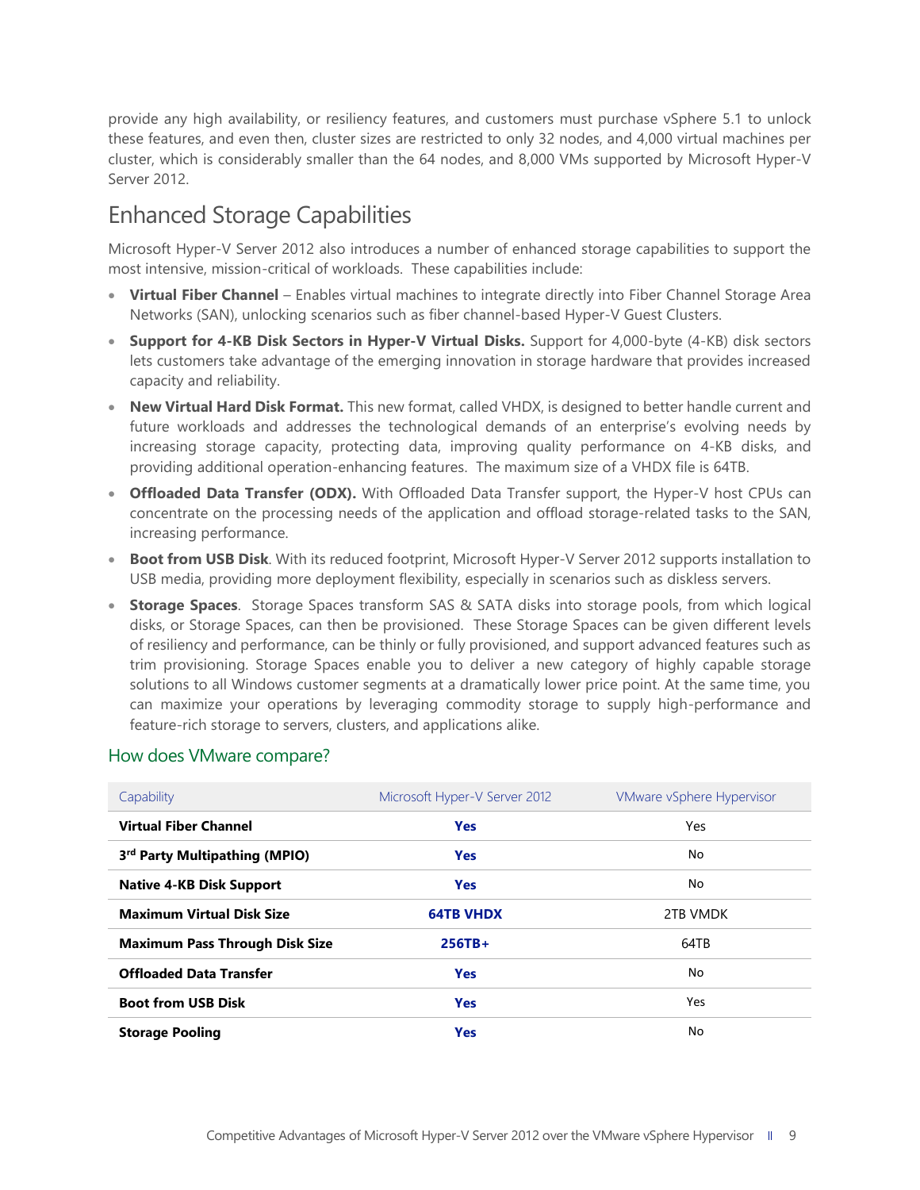provide any high availability, or resiliency features, and customers must purchase vSphere 5.1 to unlock these features, and even then, cluster sizes are restricted to only 32 nodes, and 4,000 virtual machines per cluster, which is considerably smaller than the 64 nodes, and 8,000 VMs supported by Microsoft Hyper-V Server 2012.

## Enhanced Storage Capabilities

Microsoft Hyper-V Server 2012 also introduces a number of enhanced storage capabilities to support the most intensive, mission-critical of workloads. These capabilities include:

- **Virtual Fiber Channel** – Enables virtual machines to integrate directly into Fiber Channel Storage Area Networks (SAN), unlocking scenarios such as fiber channel-based Hyper-V Guest Clusters.
- **Support for 4-KB Disk Sectors in Hyper-V Virtual Disks.** Support for 4,000-byte (4-KB) disk sectors lets customers take advantage of the emerging innovation in storage hardware that provides increased capacity and reliability.
- **New Virtual Hard Disk Format.** This new format, called VHDX, is designed to better handle current and future workloads and addresses the technological demands of an enterprise's evolving needs by increasing storage capacity, protecting data, improving quality performance on 4-KB disks, and providing additional operation-enhancing features. The maximum size of a VHDX file is 64TB.
- **Offloaded Data Transfer (ODX).** With Offloaded Data Transfer support, the Hyper-V host CPUs can concentrate on the processing needs of the application and offload storage-related tasks to the SAN, increasing performance.
- **Boot from USB Disk**. With its reduced footprint, Microsoft Hyper-V Server 2012 supports installation to USB media, providing more deployment flexibility, especially in scenarios such as diskless servers.
- **Storage Spaces**. Storage Spaces transform SAS & SATA disks into storage pools, from which logical disks, or Storage Spaces, can then be provisioned. These Storage Spaces can be given different levels of resiliency and performance, can be thinly or fully provisioned, and support advanced features such as trim provisioning. Storage Spaces enable you to deliver a new category of highly capable storage solutions to all Windows customer segments at a dramatically lower price point. At the same time, you can maximize your operations by leveraging commodity storage to supply high-performance and feature-rich storage to servers, clusters, and applications alike.

### How does VMware compare?

| Capability | Microsoft Hyper-V Server 2012 | VMware vSphere Hypervisor |
| --- | --- | --- |
| **Virtual Fiber Channel** | **Yes** | Yes |
| **3rd Party Multipathing (MPIO)** | **Yes** | No |
| **Native 4-KB Disk Support** | **Yes** | No |
| **Maximum Virtual Disk Size** | **64TB VHDX** | 2TB VMDK |
| **Maximum Pass Through Disk Size** | **256TB+** | 64TB |
| **Offloaded Data Transfer** | **Yes** | No |
| **Boot from USB Disk** | **Yes** | Yes |
| **Storage Pooling** | **Yes** | No |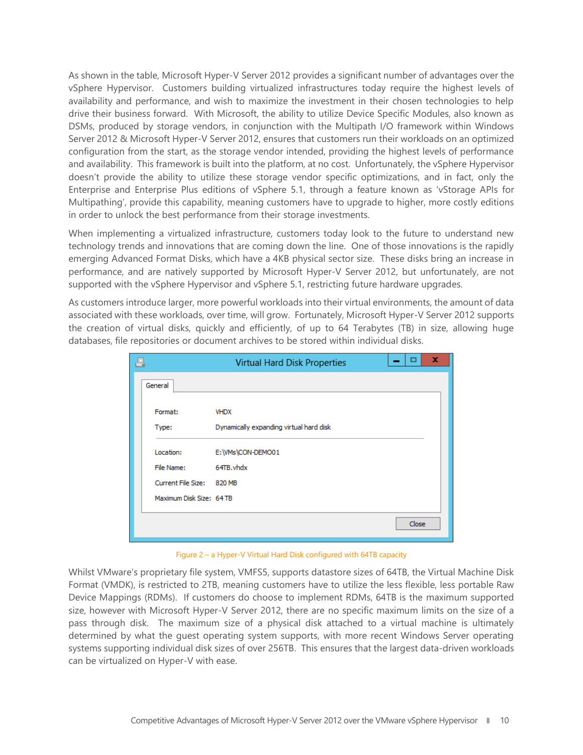As shown in the table, Microsoft Hyper-V Server 2012 provides a significant number of advantages over the vSphere Hypervisor. Customers building virtualized infrastructures today require the highest levels of availability and performance, and wish to maximize the investment in their chosen technologies to help drive their business forward. With Microsoft, the ability to utilize Device Specific Modules, also known as DSMs, produced by storage vendors, in conjunction with the Multipath I/O framework within Windows Server 2012 & Microsoft Hyper-V Server 2012, ensures that customers run their workloads on an optimized configuration from the start, as the storage vendor intended, providing the highest levels of performance and availability. This framework is built into the platform, at no cost. Unfortunately, the vSphere Hypervisor doesn't provide the ability to utilize these storage vendor specific optimizations, and in fact, only the Enterprise and Enterprise Plus editions of vSphere 5.1, through a feature known as 'vStorage APIs for Multipathing', provide this capability, meaning customers have to upgrade to higher, more costly editions in order to unlock the best performance from their storage investments.

When implementing a virtualized infrastructure, customers today look to the future to understand new technology trends and innovations that are coming down the line. One of those innovations is the rapidly emerging Advanced Format Disks, which have a 4KB physical sector size. These disks bring an increase in performance, and are natively supported by Microsoft Hyper-V Server 2012, but unfortunately, are not supported with the vSphere Hypervisor and vSphere 5.1, restricting future hardware upgrades.

As customers introduce larger, more powerful workloads into their virtual environments, the amount of data associated with these workloads, over time, will grow. Fortunately, Microsoft Hyper-V Server 2012 supports the creation of virtual disks, quickly and efficiently, of up to 64 Terabytes (TB) in size, allowing huge databases, file repositories or document archives to be stored within individual disks.

Figure 2 – a Hyper-V Virtual Hard Disk configured with 64TB capacity

Whilst VMware's proprietary file system, VMFS5, supports datastore sizes of 64TB, the Virtual Machine Disk Format (VMDK), is restricted to 2TB, meaning customers have to utilize the less flexible, less portable Raw Device Mappings (RDMs). If customers do choose to implement RDMs, 64TB is the maximum supported size, however with Microsoft Hyper-V Server 2012, there are no specific maximum limits on the size of a pass through disk. The maximum size of a physical disk attached to a virtual machine is ultimately determined by what the guest operating system supports, with more recent Windows Server operating systems supporting individual disk sizes of over 256TB. This ensures that the largest data-driven workloads can be virtualized on Hyper-V with ease.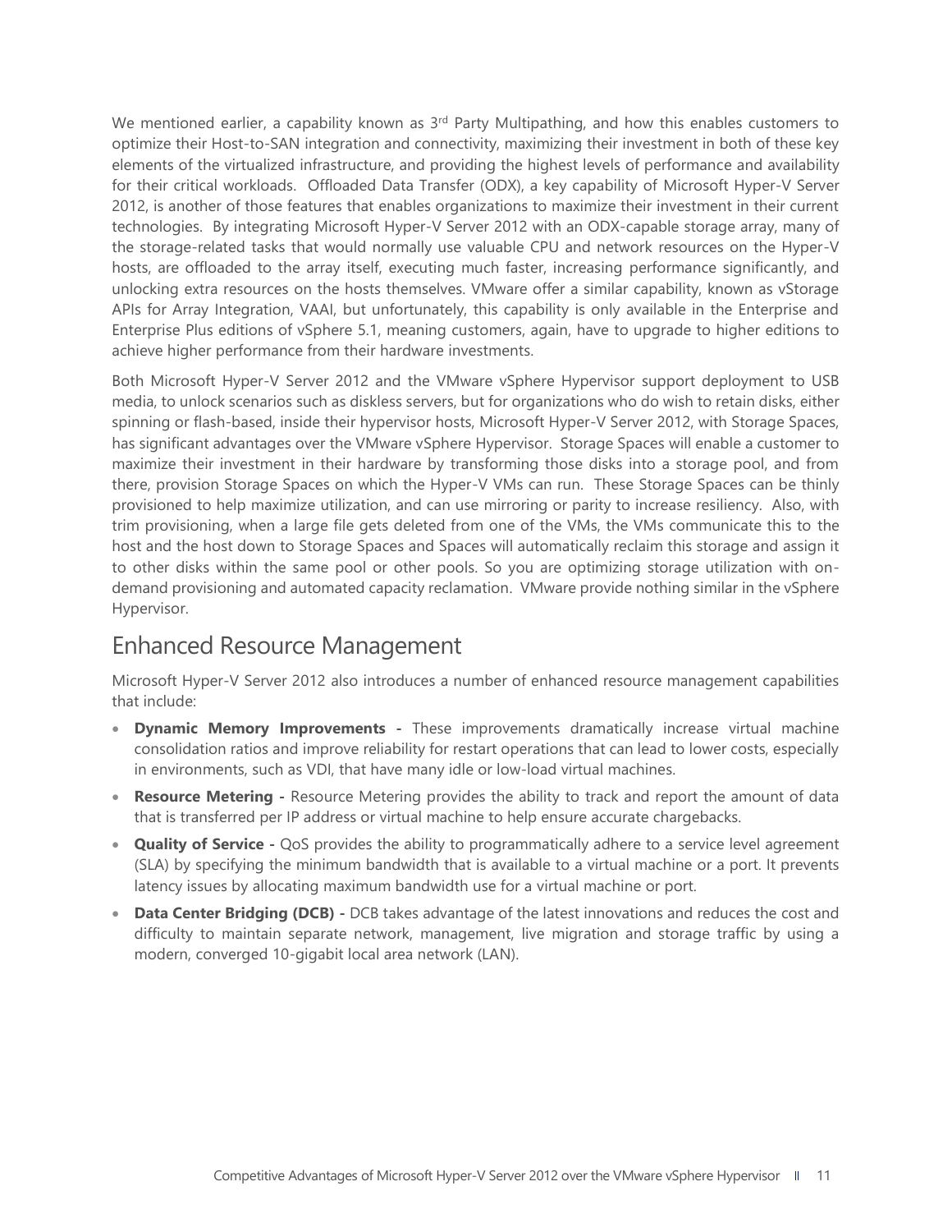We mentioned earlier, a capability known as 3rd Party Multipathing, and how this enables customers to optimize their Host-to-SAN integration and connectivity, maximizing their investment in both of these key elements of the virtualized infrastructure, and providing the highest levels of performance and availability for their critical workloads. Offloaded Data Transfer (ODX), a key capability of Microsoft Hyper-V Server 2012, is another of those features that enables organizations to maximize their investment in their current technologies. By integrating Microsoft Hyper-V Server 2012 with an ODX-capable storage array, many of the storage-related tasks that would normally use valuable CPU and network resources on the Hyper-V hosts, are offloaded to the array itself, executing much faster, increasing performance significantly, and unlocking extra resources on the hosts themselves. VMware offer a similar capability, known as vStorage APIs for Array Integration, VAAI, but unfortunately, this capability is only available in the Enterprise and Enterprise Plus editions of vSphere 5.1, meaning customers, again, have to upgrade to higher editions to achieve higher performance from their hardware investments.

Both Microsoft Hyper-V Server 2012 and the VMware vSphere Hypervisor support deployment to USB media, to unlock scenarios such as diskless servers, but for organizations who do wish to retain disks, either spinning or flash-based, inside their hypervisor hosts, Microsoft Hyper-V Server 2012, with Storage Spaces, has significant advantages over the VMware vSphere Hypervisor. Storage Spaces will enable a customer to maximize their investment in their hardware by transforming those disks into a storage pool, and from there, provision Storage Spaces on which the Hyper-V VMs can run. These Storage Spaces can be thinly provisioned to help maximize utilization, and can use mirroring or parity to increase resiliency. Also, with trim provisioning, when a large file gets deleted from one of the VMs, the VMs communicate this to the host and the host down to Storage Spaces and Spaces will automatically reclaim this storage and assign it to other disks within the same pool or other pools. So you are optimizing storage utilization with on-demand provisioning and automated capacity reclamation. VMware provide nothing similar in the vSphere Hypervisor.

## Enhanced Resource Management

Microsoft Hyper-V Server 2012 also introduces a number of enhanced resource management capabilities that include:

- **Dynamic Memory Improvements -** These improvements dramatically increase virtual machine consolidation ratios and improve reliability for restart operations that can lead to lower costs, especially in environments, such as VDI, that have many idle or low-load virtual machines.
- **Resource Metering -** Resource Metering provides the ability to track and report the amount of data that is transferred per IP address or virtual machine to help ensure accurate chargebacks.
- **Quality of Service -** QoS provides the ability to programmatically adhere to a service level agreement (SLA) by specifying the minimum bandwidth that is available to a virtual machine or a port. It prevents latency issues by allocating maximum bandwidth use for a virtual machine or port.
- **Data Center Bridging (DCB) -** DCB takes advantage of the latest innovations and reduces the cost and difficulty to maintain separate network, management, live migration and storage traffic by using a modern, converged 10-gigabit local area network (LAN).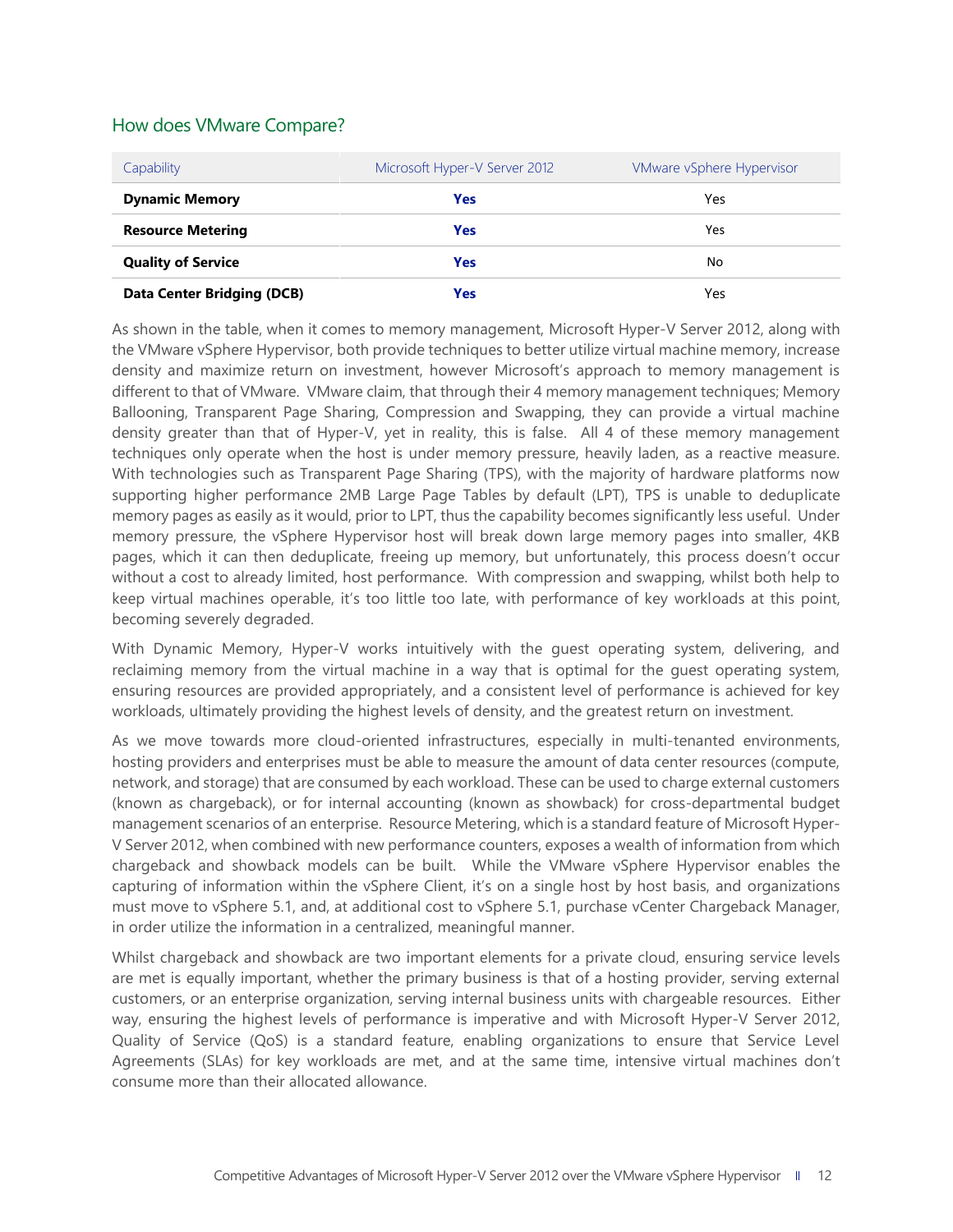## How does VMware Compare?

| Capability | Microsoft Hyper-V Server 2012 | VMware vSphere Hypervisor |
|---|---|---|
| **Dynamic Memory** | **Yes** | Yes |
| **Resource Metering** | **Yes** | Yes |
| **Quality of Service** | **Yes** | No |
| **Data Center Bridging (DCB)** | **Yes** | Yes |

As shown in the table, when it comes to memory management, Microsoft Hyper-V Server 2012, along with the VMware vSphere Hypervisor, both provide techniques to better utilize virtual machine memory, increase density and maximize return on investment, however Microsoft's approach to memory management is different to that of VMware. VMware claim, that through their 4 memory management techniques; Memory Ballooning, Transparent Page Sharing, Compression and Swapping, they can provide a virtual machine density greater than that of Hyper-V, yet in reality, this is false. All 4 of these memory management techniques only operate when the host is under memory pressure, heavily laden, as a reactive measure. With technologies such as Transparent Page Sharing (TPS), with the majority of hardware platforms now supporting higher performance 2MB Large Page Tables by default (LPT), TPS is unable to deduplicate memory pages as easily as it would, prior to LPT, thus the capability becomes significantly less useful. Under memory pressure, the vSphere Hypervisor host will break down large memory pages into smaller, 4KB pages, which it can then deduplicate, freeing up memory, but unfortunately, this process doesn't occur without a cost to already limited, host performance. With compression and swapping, whilst both help to keep virtual machines operable, it's too little too late, with performance of key workloads at this point, becoming severely degraded.

With Dynamic Memory, Hyper-V works intuitively with the guest operating system, delivering, and reclaiming memory from the virtual machine in a way that is optimal for the guest operating system, ensuring resources are provided appropriately, and a consistent level of performance is achieved for key workloads, ultimately providing the highest levels of density, and the greatest return on investment.

As we move towards more cloud-oriented infrastructures, especially in multi-tenanted environments, hosting providers and enterprises must be able to measure the amount of data center resources (compute, network, and storage) that are consumed by each workload. These can be used to charge external customers (known as chargeback), or for internal accounting (known as showback) for cross-departmental budget management scenarios of an enterprise. Resource Metering, which is a standard feature of Microsoft Hyper-V Server 2012, when combined with new performance counters, exposes a wealth of information from which chargeback and showback models can be built. While the VMware vSphere Hypervisor enables the capturing of information within the vSphere Client, it's on a single host by host basis, and organizations must move to vSphere 5.1, and, at additional cost to vSphere 5.1, purchase vCenter Chargeback Manager, in order utilize the information in a centralized, meaningful manner.

Whilst chargeback and showback are two important elements for a private cloud, ensuring service levels are met is equally important, whether the primary business is that of a hosting provider, serving external customers, or an enterprise organization, serving internal business units with chargeable resources. Either way, ensuring the highest levels of performance is imperative and with Microsoft Hyper-V Server 2012, Quality of Service (QoS) is a standard feature, enabling organizations to ensure that Service Level Agreements (SLAs) for key workloads are met, and at the same time, intensive virtual machines don't consume more than their allocated allowance.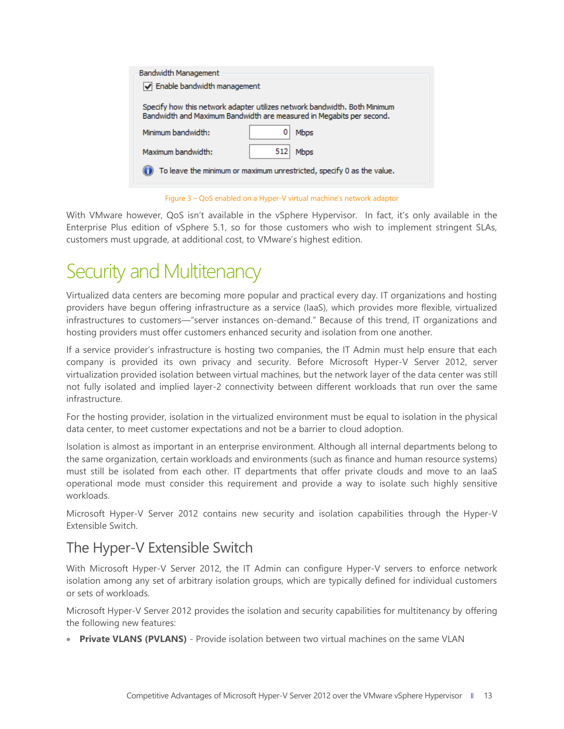Bandwidth Management

☑ Enable bandwidth management

Specify how this network adapter utilizes network bandwidth. Both Minimum Bandwidth and Maximum Bandwidth are measured in Megabits per second.

Minimum bandwidth: 0 Mbps

Maximum bandwidth: 512 Mbps

To leave the minimum or maximum unrestricted, specify 0 as the value.

Figure 3 – QoS enabled on a Hyper-V virtual machine's network adaptor

With VMware however, QoS isn't available in the vSphere Hypervisor. In fact, it's only available in the Enterprise Plus edition of vSphere 5.1, so for those customers who wish to implement stringent SLAs, customers must upgrade, at additional cost, to VMware's highest edition.

# Security and Multitenancy

Virtualized data centers are becoming more popular and practical every day. IT organizations and hosting providers have begun offering infrastructure as a service (IaaS), which provides more flexible, virtualized infrastructures to customers—"server instances on-demand." Because of this trend, IT organizations and hosting providers must offer customers enhanced security and isolation from one another.

If a service provider's infrastructure is hosting two companies, the IT Admin must help ensure that each company is provided its own privacy and security. Before Microsoft Hyper-V Server 2012, server virtualization provided isolation between virtual machines, but the network layer of the data center was still not fully isolated and implied layer-2 connectivity between different workloads that run over the same infrastructure.

For the hosting provider, isolation in the virtualized environment must be equal to isolation in the physical data center, to meet customer expectations and not be a barrier to cloud adoption.

Isolation is almost as important in an enterprise environment. Although all internal departments belong to the same organization, certain workloads and environments (such as finance and human resource systems) must still be isolated from each other. IT departments that offer private clouds and move to an IaaS operational mode must consider this requirement and provide a way to isolate such highly sensitive workloads.

Microsoft Hyper-V Server 2012 contains new security and isolation capabilities through the Hyper-V Extensible Switch.

## The Hyper-V Extensible Switch

With Microsoft Hyper-V Server 2012, the IT Admin can configure Hyper-V servers to enforce network isolation among any set of arbitrary isolation groups, which are typically defined for individual customers or sets of workloads.

Microsoft Hyper-V Server 2012 provides the isolation and security capabilities for multitenancy by offering the following new features:

- **Private VLANS (PVLANS)** - Provide isolation between two virtual machines on the same VLAN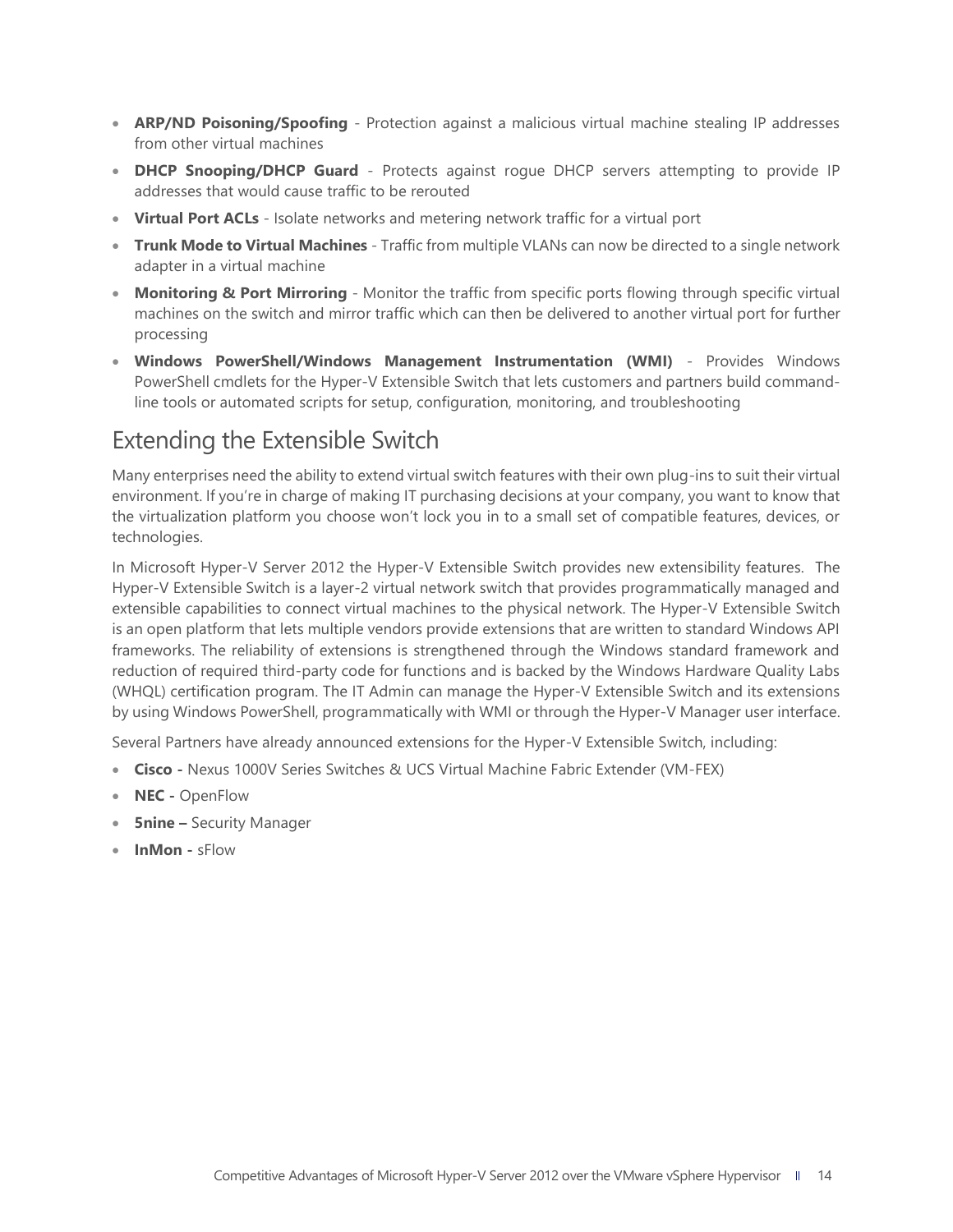- **ARP/ND Poisoning/Spoofing** - Protection against a malicious virtual machine stealing IP addresses from other virtual machines
- **DHCP Snooping/DHCP Guard** - Protects against rogue DHCP servers attempting to provide IP addresses that would cause traffic to be rerouted
- **Virtual Port ACLs** - Isolate networks and metering network traffic for a virtual port
- **Trunk Mode to Virtual Machines** - Traffic from multiple VLANs can now be directed to a single network adapter in a virtual machine
- **Monitoring & Port Mirroring** - Monitor the traffic from specific ports flowing through specific virtual machines on the switch and mirror traffic which can then be delivered to another virtual port for further processing
- **Windows PowerShell/Windows Management Instrumentation (WMI)** - Provides Windows PowerShell cmdlets for the Hyper-V Extensible Switch that lets customers and partners build command-line tools or automated scripts for setup, configuration, monitoring, and troubleshooting

## Extending the Extensible Switch

Many enterprises need the ability to extend virtual switch features with their own plug-ins to suit their virtual environment. If you're in charge of making IT purchasing decisions at your company, you want to know that the virtualization platform you choose won't lock you in to a small set of compatible features, devices, or technologies.

In Microsoft Hyper-V Server 2012 the Hyper-V Extensible Switch provides new extensibility features. The Hyper-V Extensible Switch is a layer-2 virtual network switch that provides programmatically managed and extensible capabilities to connect virtual machines to the physical network. The Hyper-V Extensible Switch is an open platform that lets multiple vendors provide extensions that are written to standard Windows API frameworks. The reliability of extensions is strengthened through the Windows standard framework and reduction of required third-party code for functions and is backed by the Windows Hardware Quality Labs (WHQL) certification program. The IT Admin can manage the Hyper-V Extensible Switch and its extensions by using Windows PowerShell, programmatically with WMI or through the Hyper-V Manager user interface.

Several Partners have already announced extensions for the Hyper-V Extensible Switch, including:

- **Cisco -** Nexus 1000V Series Switches & UCS Virtual Machine Fabric Extender (VM-FEX)
- **NEC -** OpenFlow
- **5nine –** Security Manager
- **InMon -** sFlow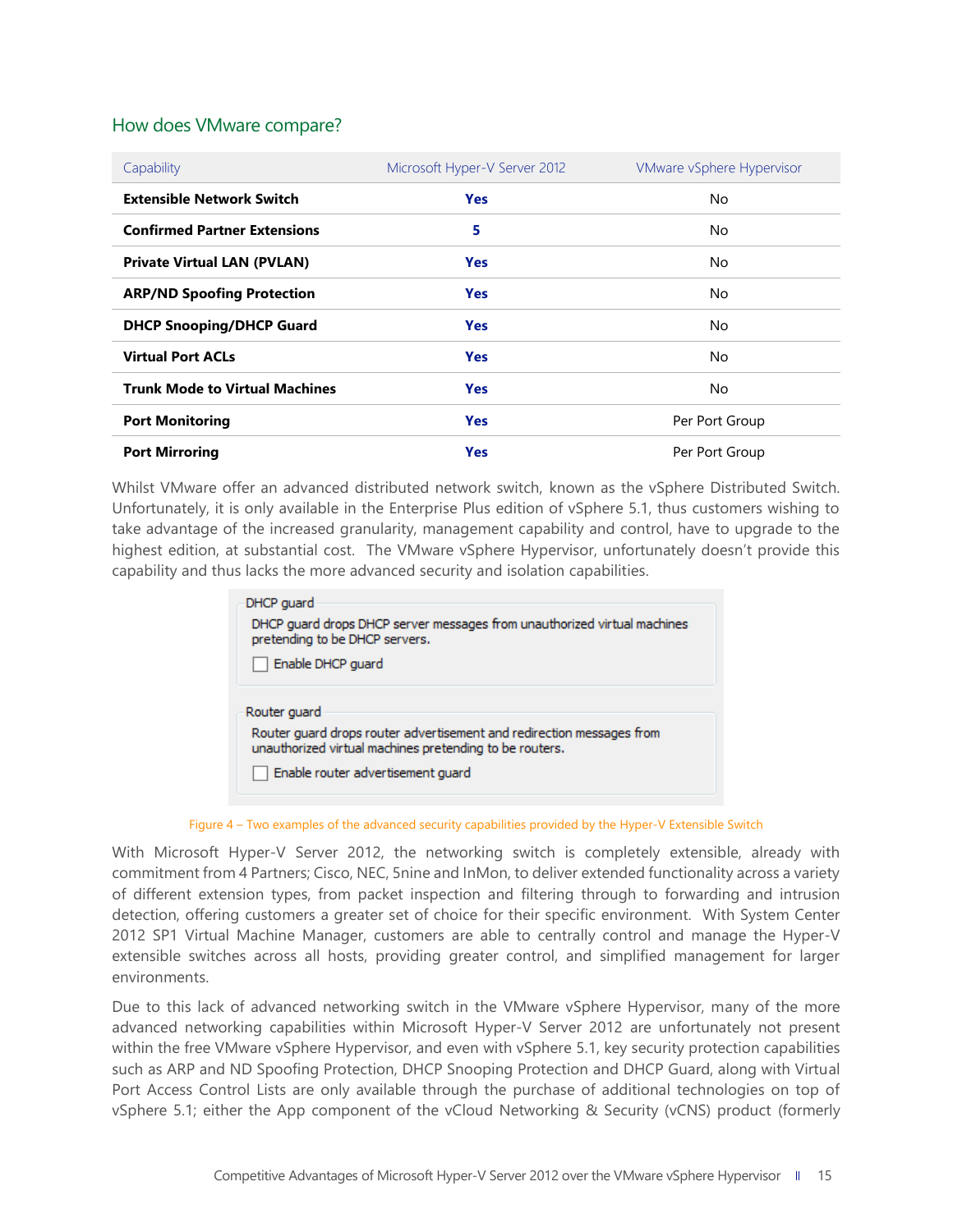## How does VMware compare?

| Capability | Microsoft Hyper-V Server 2012 | VMware vSphere Hypervisor |
|---|---|---|
| **Extensible Network Switch** | **Yes** | No |
| **Confirmed Partner Extensions** | **5** | No |
| **Private Virtual LAN (PVLAN)** | **Yes** | No |
| **ARP/ND Spoofing Protection** | **Yes** | No |
| **DHCP Snooping/DHCP Guard** | **Yes** | No |
| **Virtual Port ACLs** | **Yes** | No |
| **Trunk Mode to Virtual Machines** | **Yes** | No |
| **Port Monitoring** | **Yes** | Per Port Group |
| **Port Mirroring** | **Yes** | Per Port Group |

Whilst VMware offer an advanced distributed network switch, known as the vSphere Distributed Switch. Unfortunately, it is only available in the Enterprise Plus edition of vSphere 5.1, thus customers wishing to take advantage of the increased granularity, management capability and control, have to upgrade to the highest edition, at substantial cost. The VMware vSphere Hypervisor, unfortunately doesn't provide this capability and thus lacks the more advanced security and isolation capabilities.

DHCP guard

DHCP guard drops DHCP server messages from unauthorized virtual machines pretending to be DHCP servers.

☐ Enable DHCP guard

Router guard

Router guard drops router advertisement and redirection messages from unauthorized virtual machines pretending to be routers.

☐ Enable router advertisement guard

Figure 4 – Two examples of the advanced security capabilities provided by the Hyper-V Extensible Switch

With Microsoft Hyper-V Server 2012, the networking switch is completely extensible, already with commitment from 4 Partners; Cisco, NEC, 5nine and InMon, to deliver extended functionality across a variety of different extension types, from packet inspection and filtering through to forwarding and intrusion detection, offering customers a greater set of choice for their specific environment. With System Center 2012 SP1 Virtual Machine Manager, customers are able to centrally control and manage the Hyper-V extensible switches across all hosts, providing greater control, and simplified management for larger environments.

Due to this lack of advanced networking switch in the VMware vSphere Hypervisor, many of the more advanced networking capabilities within Microsoft Hyper-V Server 2012 are unfortunately not present within the free VMware vSphere Hypervisor, and even with vSphere 5.1, key security protection capabilities such as ARP and ND Spoofing Protection, DHCP Snooping Protection and DHCP Guard, along with Virtual Port Access Control Lists are only available through the purchase of additional technologies on top of vSphere 5.1; either the App component of the vCloud Networking & Security (vCNS) product (formerly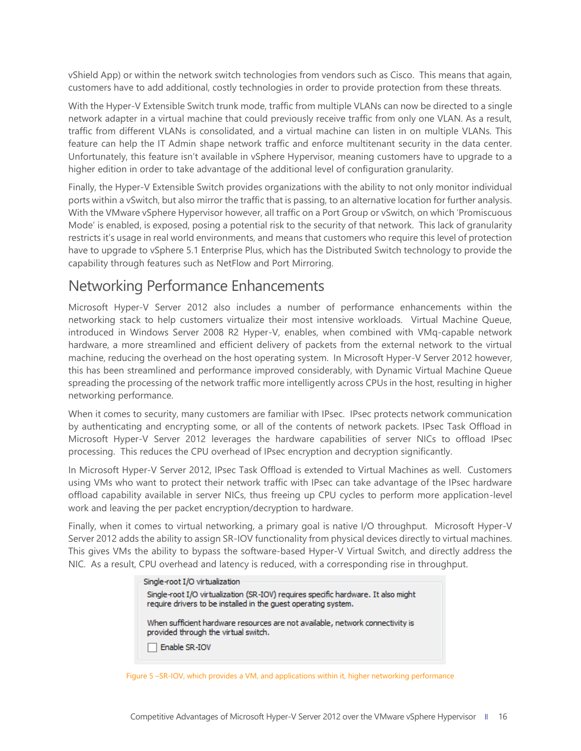vShield App) or within the network switch technologies from vendors such as Cisco. This means that again, customers have to add additional, costly technologies in order to provide protection from these threats.

With the Hyper-V Extensible Switch trunk mode, traffic from multiple VLANs can now be directed to a single network adapter in a virtual machine that could previously receive traffic from only one VLAN. As a result, traffic from different VLANs is consolidated, and a virtual machine can listen in on multiple VLANs. This feature can help the IT Admin shape network traffic and enforce multitenant security in the data center. Unfortunately, this feature isn't available in vSphere Hypervisor, meaning customers have to upgrade to a higher edition in order to take advantage of the additional level of configuration granularity.

Finally, the Hyper-V Extensible Switch provides organizations with the ability to not only monitor individual ports within a vSwitch, but also mirror the traffic that is passing, to an alternative location for further analysis. With the VMware vSphere Hypervisor however, all traffic on a Port Group or vSwitch, on which 'Promiscuous Mode' is enabled, is exposed, posing a potential risk to the security of that network. This lack of granularity restricts it's usage in real world environments, and means that customers who require this level of protection have to upgrade to vSphere 5.1 Enterprise Plus, which has the Distributed Switch technology to provide the capability through features such as NetFlow and Port Mirroring.

## Networking Performance Enhancements

Microsoft Hyper-V Server 2012 also includes a number of performance enhancements within the networking stack to help customers virtualize their most intensive workloads. Virtual Machine Queue, introduced in Windows Server 2008 R2 Hyper-V, enables, when combined with VMq-capable network hardware, a more streamlined and efficient delivery of packets from the external network to the virtual machine, reducing the overhead on the host operating system. In Microsoft Hyper-V Server 2012 however, this has been streamlined and performance improved considerably, with Dynamic Virtual Machine Queue spreading the processing of the network traffic more intelligently across CPUs in the host, resulting in higher networking performance.

When it comes to security, many customers are familiar with IPsec. IPsec protects network communication by authenticating and encrypting some, or all of the contents of network packets. IPsec Task Offload in Microsoft Hyper-V Server 2012 leverages the hardware capabilities of server NICs to offload IPsec processing. This reduces the CPU overhead of IPsec encryption and decryption significantly.

In Microsoft Hyper-V Server 2012, IPsec Task Offload is extended to Virtual Machines as well. Customers using VMs who want to protect their network traffic with IPsec can take advantage of the IPsec hardware offload capability available in server NICs, thus freeing up CPU cycles to perform more application-level work and leaving the per packet encryption/decryption to hardware.

Finally, when it comes to virtual networking, a primary goal is native I/O throughput. Microsoft Hyper-V Server 2012 adds the ability to assign SR-IOV functionality from physical devices directly to virtual machines. This gives VMs the ability to bypass the software-based Hyper-V Virtual Switch, and directly address the NIC. As a result, CPU overhead and latency is reduced, with a corresponding rise in throughput.

Single-root I/O virtualization

Single-root I/O virtualization (SR-IOV) requires specific hardware. It also might require drivers to be installed in the guest operating system.

When sufficient hardware resources are not available, network connectivity is provided through the virtual switch.

☐ Enable SR-IOV

Figure 5 –SR-IOV, which provides a VM, and applications within it, higher networking performance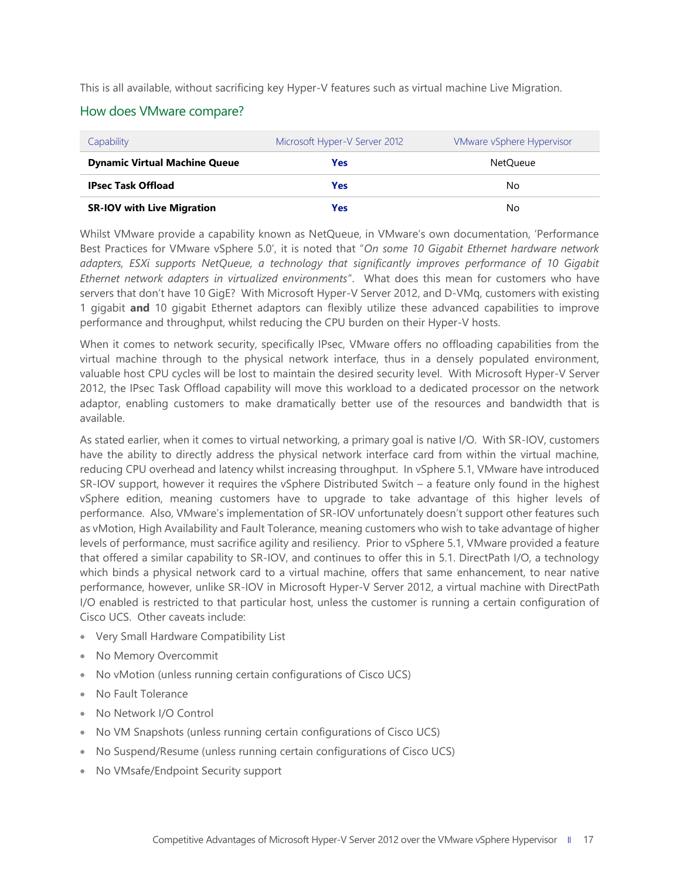This is all available, without sacrificing key Hyper-V features such as virtual machine Live Migration.

## How does VMware compare?

| Capability | Microsoft Hyper-V Server 2012 | VMware vSphere Hypervisor |
|---|---|---|
| **Dynamic Virtual Machine Queue** | **Yes** | NetQueue |
| **IPsec Task Offload** | **Yes** | No |
| **SR-IOV with Live Migration** | **Yes** | No |

Whilst VMware provide a capability known as NetQueue, in VMware's own documentation, 'Performance Best Practices for VMware vSphere 5.0', it is noted that "*On some 10 Gigabit Ethernet hardware network adapters, ESXi supports NetQueue, a technology that significantly improves performance of 10 Gigabit Ethernet network adapters in virtualized environments*". What does this mean for customers who have servers that don't have 10 GigE? With Microsoft Hyper-V Server 2012, and D-VMq, customers with existing 1 gigabit **and** 10 gigabit Ethernet adaptors can flexibly utilize these advanced capabilities to improve performance and throughput, whilst reducing the CPU burden on their Hyper-V hosts.

When it comes to network security, specifically IPsec, VMware offers no offloading capabilities from the virtual machine through to the physical network interface, thus in a densely populated environment, valuable host CPU cycles will be lost to maintain the desired security level. With Microsoft Hyper-V Server 2012, the IPsec Task Offload capability will move this workload to a dedicated processor on the network adaptor, enabling customers to make dramatically better use of the resources and bandwidth that is available.

As stated earlier, when it comes to virtual networking, a primary goal is native I/O. With SR-IOV, customers have the ability to directly address the physical network interface card from within the virtual machine, reducing CPU overhead and latency whilst increasing throughput. In vSphere 5.1, VMware have introduced SR-IOV support, however it requires the vSphere Distributed Switch – a feature only found in the highest vSphere edition, meaning customers have to upgrade to take advantage of this higher levels of performance. Also, VMware's implementation of SR-IOV unfortunately doesn't support other features such as vMotion, High Availability and Fault Tolerance, meaning customers who wish to take advantage of higher levels of performance, must sacrifice agility and resiliency. Prior to vSphere 5.1, VMware provided a feature that offered a similar capability to SR-IOV, and continues to offer this in 5.1. DirectPath I/O, a technology which binds a physical network card to a virtual machine, offers that same enhancement, to near native performance, however, unlike SR-IOV in Microsoft Hyper-V Server 2012, a virtual machine with DirectPath I/O enabled is restricted to that particular host, unless the customer is running a certain configuration of Cisco UCS. Other caveats include:

- Very Small Hardware Compatibility List
- No Memory Overcommit
- No vMotion (unless running certain configurations of Cisco UCS)
- No Fault Tolerance
- No Network I/O Control
- No VM Snapshots (unless running certain configurations of Cisco UCS)
- No Suspend/Resume (unless running certain configurations of Cisco UCS)
- No VMsafe/Endpoint Security support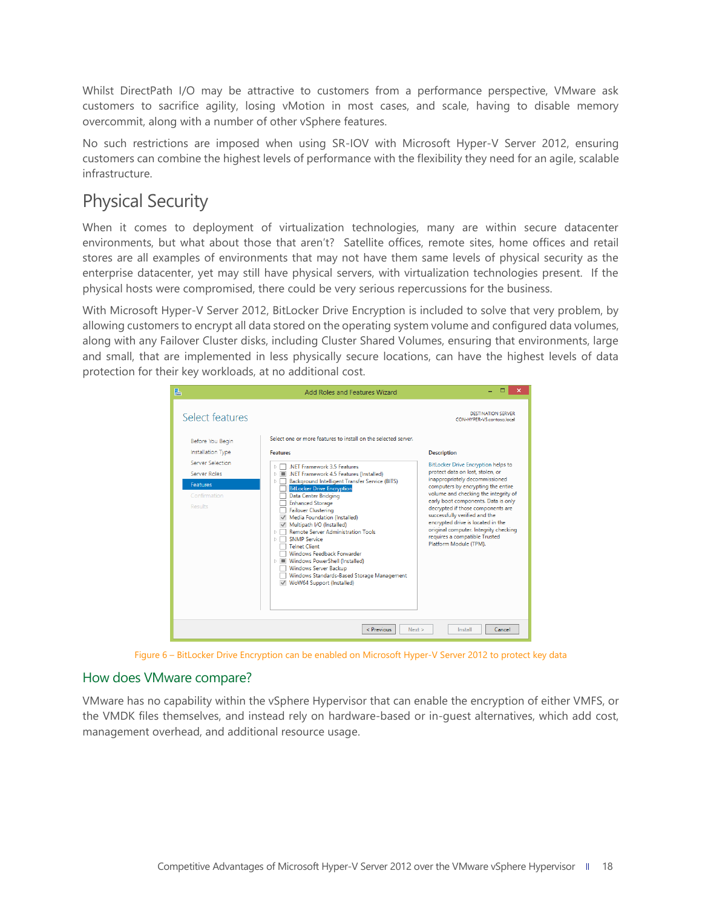Whilst DirectPath I/O may be attractive to customers from a performance perspective, VMware ask customers to sacrifice agility, losing vMotion in most cases, and scale, having to disable memory overcommit, along with a number of other vSphere features.

No such restrictions are imposed when using SR-IOV with Microsoft Hyper-V Server 2012, ensuring customers can combine the highest levels of performance with the flexibility they need for an agile, scalable infrastructure.

## Physical Security

When it comes to deployment of virtualization technologies, many are within secure datacenter environments, but what about those that aren't? Satellite offices, remote sites, home offices and retail stores are all examples of environments that may not have them same levels of physical security as the enterprise datacenter, yet may still have physical servers, with virtualization technologies present. If the physical hosts were compromised, there could be very serious repercussions for the business.

With Microsoft Hyper-V Server 2012, BitLocker Drive Encryption is included to solve that very problem, by allowing customers to encrypt all data stored on the operating system volume and configured data volumes, along with any Failover Cluster disks, including Cluster Shared Volumes, ensuring that environments, large and small, that are implemented in less physically secure locations, can have the highest levels of data protection for their key workloads, at no additional cost.

Figure 6 – BitLocker Drive Encryption can be enabled on Microsoft Hyper-V Server 2012 to protect key data

### How does VMware compare?

VMware has no capability within the vSphere Hypervisor that can enable the encryption of either VMFS, or the VMDK files themselves, and instead rely on hardware-based or in-guest alternatives, which add cost, management overhead, and additional resource usage.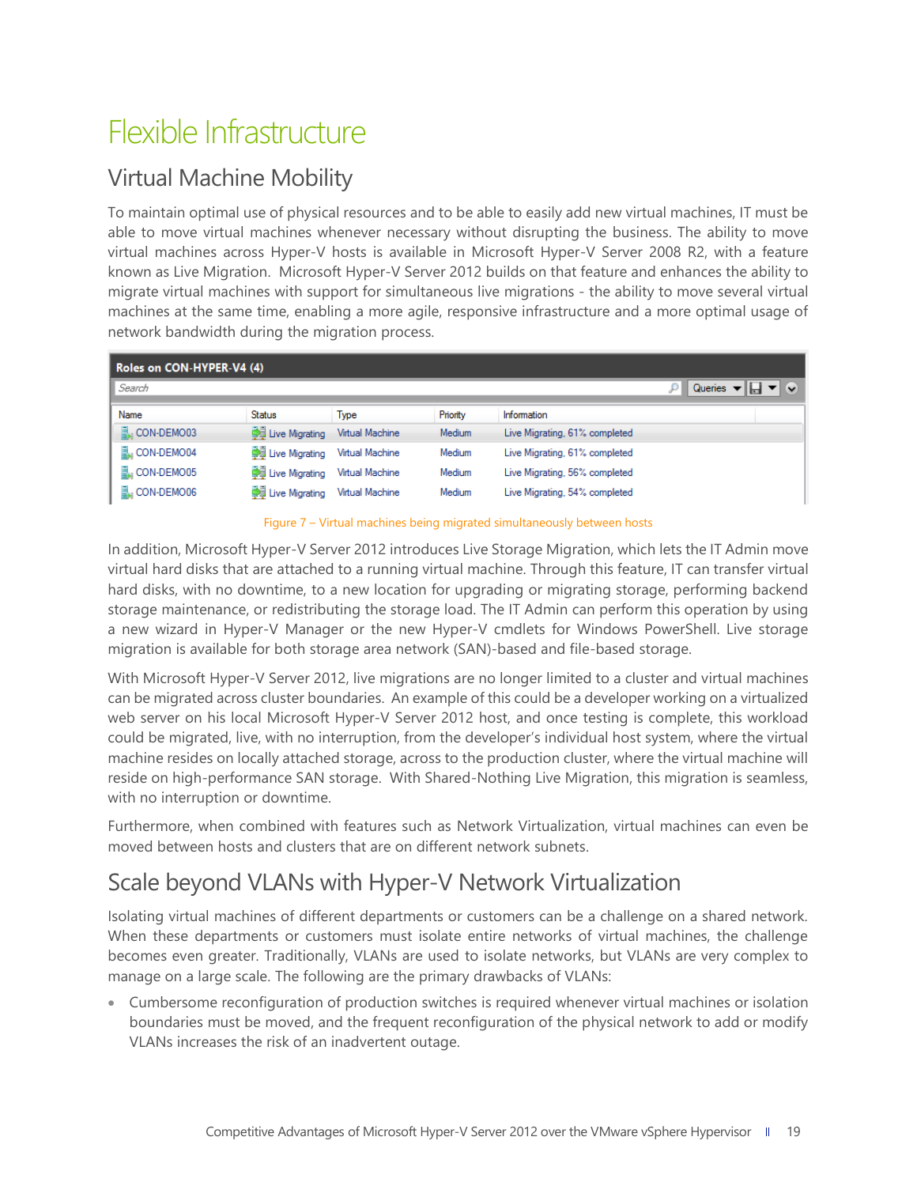# Flexible Infrastructure

## Virtual Machine Mobility

To maintain optimal use of physical resources and to be able to easily add new virtual machines, IT must be able to move virtual machines whenever necessary without disrupting the business. The ability to move virtual machines across Hyper-V hosts is available in Microsoft Hyper-V Server 2008 R2, with a feature known as Live Migration. Microsoft Hyper-V Server 2012 builds on that feature and enhances the ability to migrate virtual machines with support for simultaneous live migrations - the ability to move several virtual machines at the same time, enabling a more agile, responsive infrastructure and a more optimal usage of network bandwidth during the migration process.

**Roles on CON-HYPER-V4 (4)**

| Name | Status | Type | Priority | Information |
|---|---|---|---|---|
| CON-DEMO03 | Live Migrating | Virtual Machine | Medium | Live Migrating, 61% completed |
| CON-DEMO04 | Live Migrating | Virtual Machine | Medium | Live Migrating, 61% completed |
| CON-DEMO05 | Live Migrating | Virtual Machine | Medium | Live Migrating, 56% completed |
| CON-DEMO06 | Live Migrating | Virtual Machine | Medium | Live Migrating, 54% completed |

Figure 7 – Virtual machines being migrated simultaneously between hosts

In addition, Microsoft Hyper-V Server 2012 introduces Live Storage Migration, which lets the IT Admin move virtual hard disks that are attached to a running virtual machine. Through this feature, IT can transfer virtual hard disks, with no downtime, to a new location for upgrading or migrating storage, performing backend storage maintenance, or redistributing the storage load. The IT Admin can perform this operation by using a new wizard in Hyper-V Manager or the new Hyper-V cmdlets for Windows PowerShell. Live storage migration is available for both storage area network (SAN)-based and file-based storage.

With Microsoft Hyper-V Server 2012, live migrations are no longer limited to a cluster and virtual machines can be migrated across cluster boundaries. An example of this could be a developer working on a virtualized web server on his local Microsoft Hyper-V Server 2012 host, and once testing is complete, this workload could be migrated, live, with no interruption, from the developer's individual host system, where the virtual machine resides on locally attached storage, across to the production cluster, where the virtual machine will reside on high-performance SAN storage. With Shared-Nothing Live Migration, this migration is seamless, with no interruption or downtime.

Furthermore, when combined with features such as Network Virtualization, virtual machines can even be moved between hosts and clusters that are on different network subnets.

## Scale beyond VLANs with Hyper-V Network Virtualization

Isolating virtual machines of different departments or customers can be a challenge on a shared network. When these departments or customers must isolate entire networks of virtual machines, the challenge becomes even greater. Traditionally, VLANs are used to isolate networks, but VLANs are very complex to manage on a large scale. The following are the primary drawbacks of VLANs:

- Cumbersome reconfiguration of production switches is required whenever virtual machines or isolation boundaries must be moved, and the frequent reconfiguration of the physical network to add or modify VLANs increases the risk of an inadvertent outage.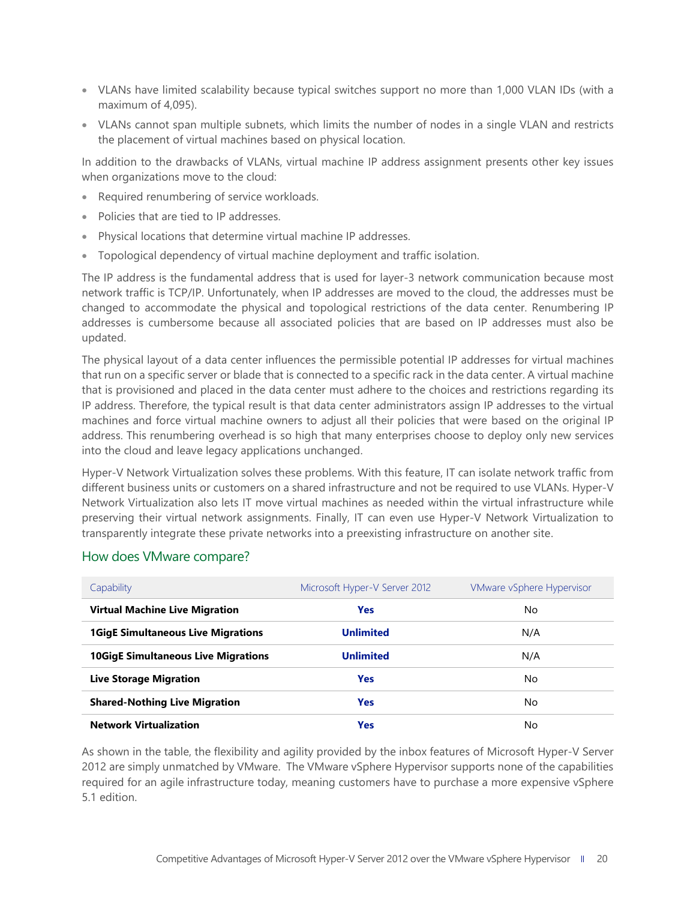- VLANs have limited scalability because typical switches support no more than 1,000 VLAN IDs (with a maximum of 4,095).
- VLANs cannot span multiple subnets, which limits the number of nodes in a single VLAN and restricts the placement of virtual machines based on physical location.

In addition to the drawbacks of VLANs, virtual machine IP address assignment presents other key issues when organizations move to the cloud:

- Required renumbering of service workloads.
- Policies that are tied to IP addresses.
- Physical locations that determine virtual machine IP addresses.
- Topological dependency of virtual machine deployment and traffic isolation.

The IP address is the fundamental address that is used for layer-3 network communication because most network traffic is TCP/IP. Unfortunately, when IP addresses are moved to the cloud, the addresses must be changed to accommodate the physical and topological restrictions of the data center. Renumbering IP addresses is cumbersome because all associated policies that are based on IP addresses must also be updated.

The physical layout of a data center influences the permissible potential IP addresses for virtual machines that run on a specific server or blade that is connected to a specific rack in the data center. A virtual machine that is provisioned and placed in the data center must adhere to the choices and restrictions regarding its IP address. Therefore, the typical result is that data center administrators assign IP addresses to the virtual machines and force virtual machine owners to adjust all their policies that were based on the original IP address. This renumbering overhead is so high that many enterprises choose to deploy only new services into the cloud and leave legacy applications unchanged.

Hyper-V Network Virtualization solves these problems. With this feature, IT can isolate network traffic from different business units or customers on a shared infrastructure and not be required to use VLANs. Hyper-V Network Virtualization also lets IT move virtual machines as needed within the virtual infrastructure while preserving their virtual network assignments. Finally, IT can even use Hyper-V Network Virtualization to transparently integrate these private networks into a preexisting infrastructure on another site.

## How does VMware compare?

| Capability | Microsoft Hyper-V Server 2012 | VMware vSphere Hypervisor |
| --- | --- | --- |
| **Virtual Machine Live Migration** | **Yes** | No |
| **1GigE Simultaneous Live Migrations** | **Unlimited** | N/A |
| **10GigE Simultaneous Live Migrations** | **Unlimited** | N/A |
| **Live Storage Migration** | **Yes** | No |
| **Shared-Nothing Live Migration** | **Yes** | No |
| **Network Virtualization** | **Yes** | No |

As shown in the table, the flexibility and agility provided by the inbox features of Microsoft Hyper-V Server 2012 are simply unmatched by VMware. The VMware vSphere Hypervisor supports none of the capabilities required for an agile infrastructure today, meaning customers have to purchase a more expensive vSphere 5.1 edition.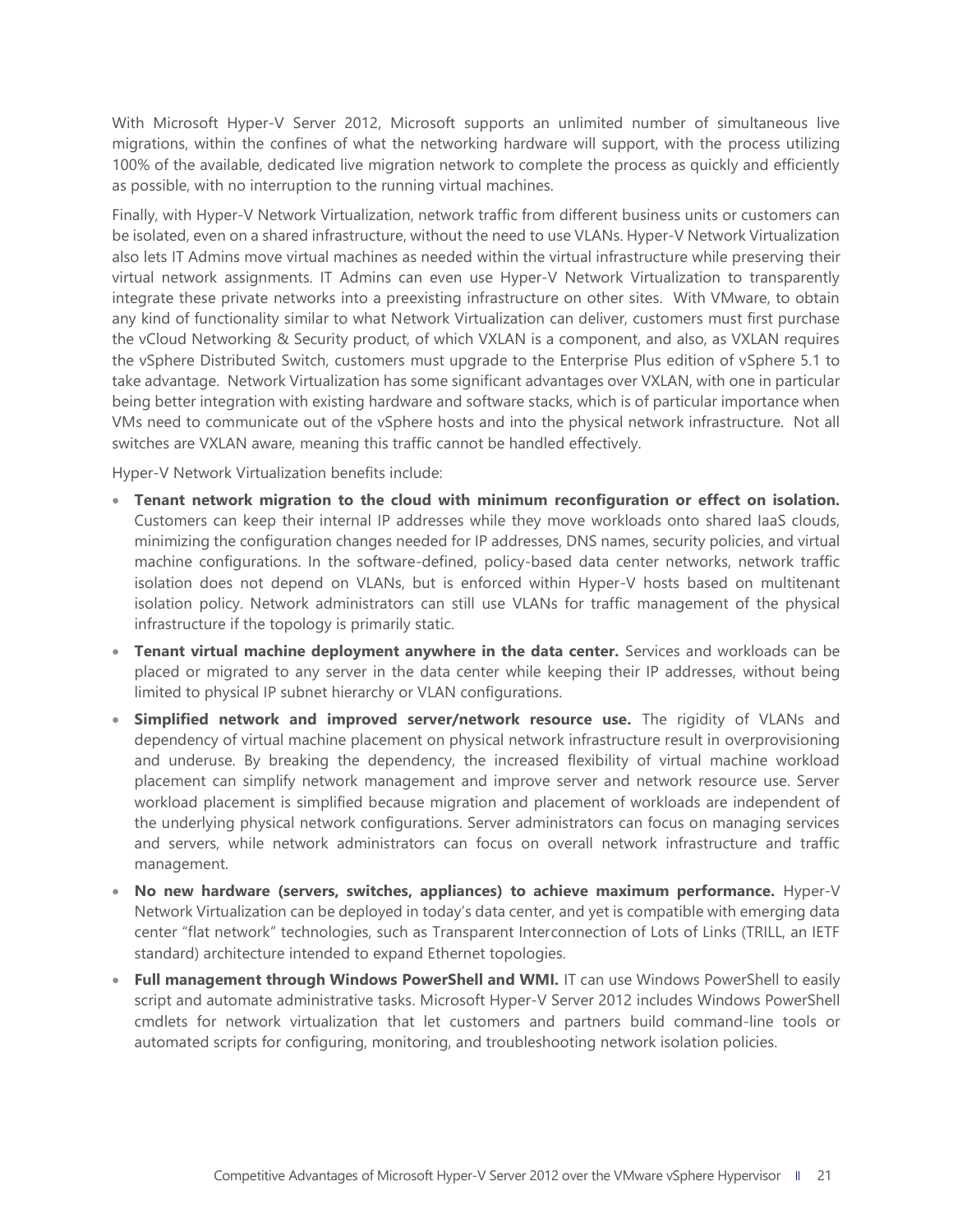With Microsoft Hyper-V Server 2012, Microsoft supports an unlimited number of simultaneous live migrations, within the confines of what the networking hardware will support, with the process utilizing 100% of the available, dedicated live migration network to complete the process as quickly and efficiently as possible, with no interruption to the running virtual machines.

Finally, with Hyper-V Network Virtualization, network traffic from different business units or customers can be isolated, even on a shared infrastructure, without the need to use VLANs. Hyper-V Network Virtualization also lets IT Admins move virtual machines as needed within the virtual infrastructure while preserving their virtual network assignments. IT Admins can even use Hyper-V Network Virtualization to transparently integrate these private networks into a preexisting infrastructure on other sites. With VMware, to obtain any kind of functionality similar to what Network Virtualization can deliver, customers must first purchase the vCloud Networking & Security product, of which VXLAN is a component, and also, as VXLAN requires the vSphere Distributed Switch, customers must upgrade to the Enterprise Plus edition of vSphere 5.1 to take advantage. Network Virtualization has some significant advantages over VXLAN, with one in particular being better integration with existing hardware and software stacks, which is of particular importance when VMs need to communicate out of the vSphere hosts and into the physical network infrastructure. Not all switches are VXLAN aware, meaning this traffic cannot be handled effectively.

Hyper-V Network Virtualization benefits include:

- **Tenant network migration to the cloud with minimum reconfiguration or effect on isolation.** Customers can keep their internal IP addresses while they move workloads onto shared IaaS clouds, minimizing the configuration changes needed for IP addresses, DNS names, security policies, and virtual machine configurations. In the software-defined, policy-based data center networks, network traffic isolation does not depend on VLANs, but is enforced within Hyper-V hosts based on multitenant isolation policy. Network administrators can still use VLANs for traffic management of the physical infrastructure if the topology is primarily static.
- **Tenant virtual machine deployment anywhere in the data center.** Services and workloads can be placed or migrated to any server in the data center while keeping their IP addresses, without being limited to physical IP subnet hierarchy or VLAN configurations.
- **Simplified network and improved server/network resource use.** The rigidity of VLANs and dependency of virtual machine placement on physical network infrastructure result in overprovisioning and underuse. By breaking the dependency, the increased flexibility of virtual machine workload placement can simplify network management and improve server and network resource use. Server workload placement is simplified because migration and placement of workloads are independent of the underlying physical network configurations. Server administrators can focus on managing services and servers, while network administrators can focus on overall network infrastructure and traffic management.
- **No new hardware (servers, switches, appliances) to achieve maximum performance.** Hyper-V Network Virtualization can be deployed in today's data center, and yet is compatible with emerging data center "flat network" technologies, such as Transparent Interconnection of Lots of Links (TRILL, an IETF standard) architecture intended to expand Ethernet topologies.
- **Full management through Windows PowerShell and WMI.** IT can use Windows PowerShell to easily script and automate administrative tasks. Microsoft Hyper-V Server 2012 includes Windows PowerShell cmdlets for network virtualization that let customers and partners build command-line tools or automated scripts for configuring, monitoring, and troubleshooting network isolation policies.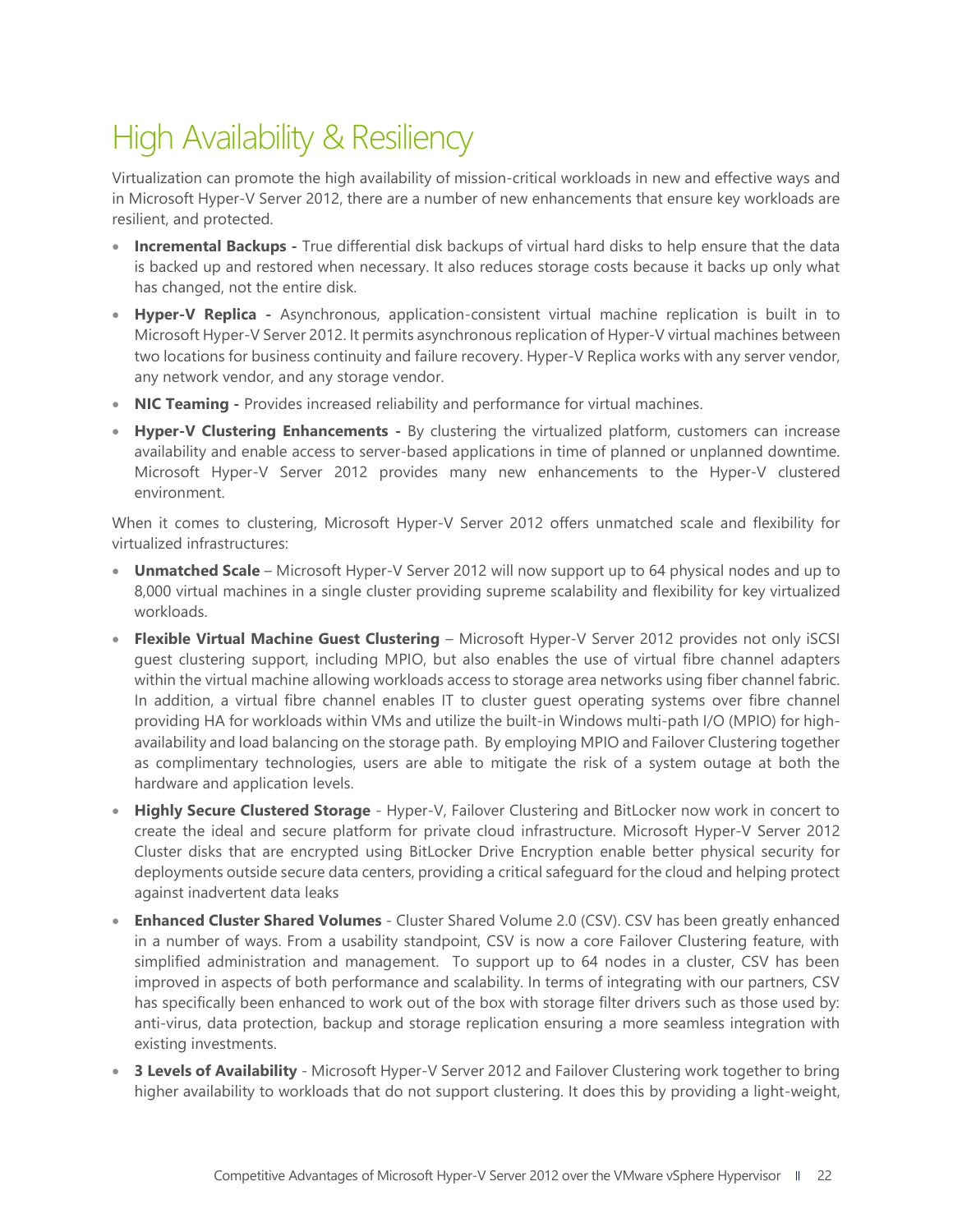# High Availability & Resiliency

Virtualization can promote the high availability of mission-critical workloads in new and effective ways and in Microsoft Hyper-V Server 2012, there are a number of new enhancements that ensure key workloads are resilient, and protected.

- **Incremental Backups -** True differential disk backups of virtual hard disks to help ensure that the data is backed up and restored when necessary. It also reduces storage costs because it backs up only what has changed, not the entire disk.
- **Hyper-V Replica -** Asynchronous, application-consistent virtual machine replication is built in to Microsoft Hyper-V Server 2012. It permits asynchronous replication of Hyper-V virtual machines between two locations for business continuity and failure recovery. Hyper-V Replica works with any server vendor, any network vendor, and any storage vendor.
- **NIC Teaming -** Provides increased reliability and performance for virtual machines.
- **Hyper-V Clustering Enhancements -** By clustering the virtualized platform, customers can increase availability and enable access to server-based applications in time of planned or unplanned downtime. Microsoft Hyper-V Server 2012 provides many new enhancements to the Hyper-V clustered environment.

When it comes to clustering, Microsoft Hyper-V Server 2012 offers unmatched scale and flexibility for virtualized infrastructures:

- **Unmatched Scale** – Microsoft Hyper-V Server 2012 will now support up to 64 physical nodes and up to 8,000 virtual machines in a single cluster providing supreme scalability and flexibility for key virtualized workloads.
- **Flexible Virtual Machine Guest Clustering** – Microsoft Hyper-V Server 2012 provides not only iSCSI guest clustering support, including MPIO, but also enables the use of virtual fibre channel adapters within the virtual machine allowing workloads access to storage area networks using fiber channel fabric. In addition, a virtual fibre channel enables IT to cluster guest operating systems over fibre channel providing HA for workloads within VMs and utilize the built-in Windows multi-path I/O (MPIO) for high-availability and load balancing on the storage path. By employing MPIO and Failover Clustering together as complimentary technologies, users are able to mitigate the risk of a system outage at both the hardware and application levels.
- **Highly Secure Clustered Storage** - Hyper-V, Failover Clustering and BitLocker now work in concert to create the ideal and secure platform for private cloud infrastructure. Microsoft Hyper-V Server 2012 Cluster disks that are encrypted using BitLocker Drive Encryption enable better physical security for deployments outside secure data centers, providing a critical safeguard for the cloud and helping protect against inadvertent data leaks
- **Enhanced Cluster Shared Volumes** - Cluster Shared Volume 2.0 (CSV). CSV has been greatly enhanced in a number of ways. From a usability standpoint, CSV is now a core Failover Clustering feature, with simplified administration and management. To support up to 64 nodes in a cluster, CSV has been improved in aspects of both performance and scalability. In terms of integrating with our partners, CSV has specifically been enhanced to work out of the box with storage filter drivers such as those used by: anti-virus, data protection, backup and storage replication ensuring a more seamless integration with existing investments.
- **3 Levels of Availability** - Microsoft Hyper-V Server 2012 and Failover Clustering work together to bring higher availability to workloads that do not support clustering. It does this by providing a light-weight,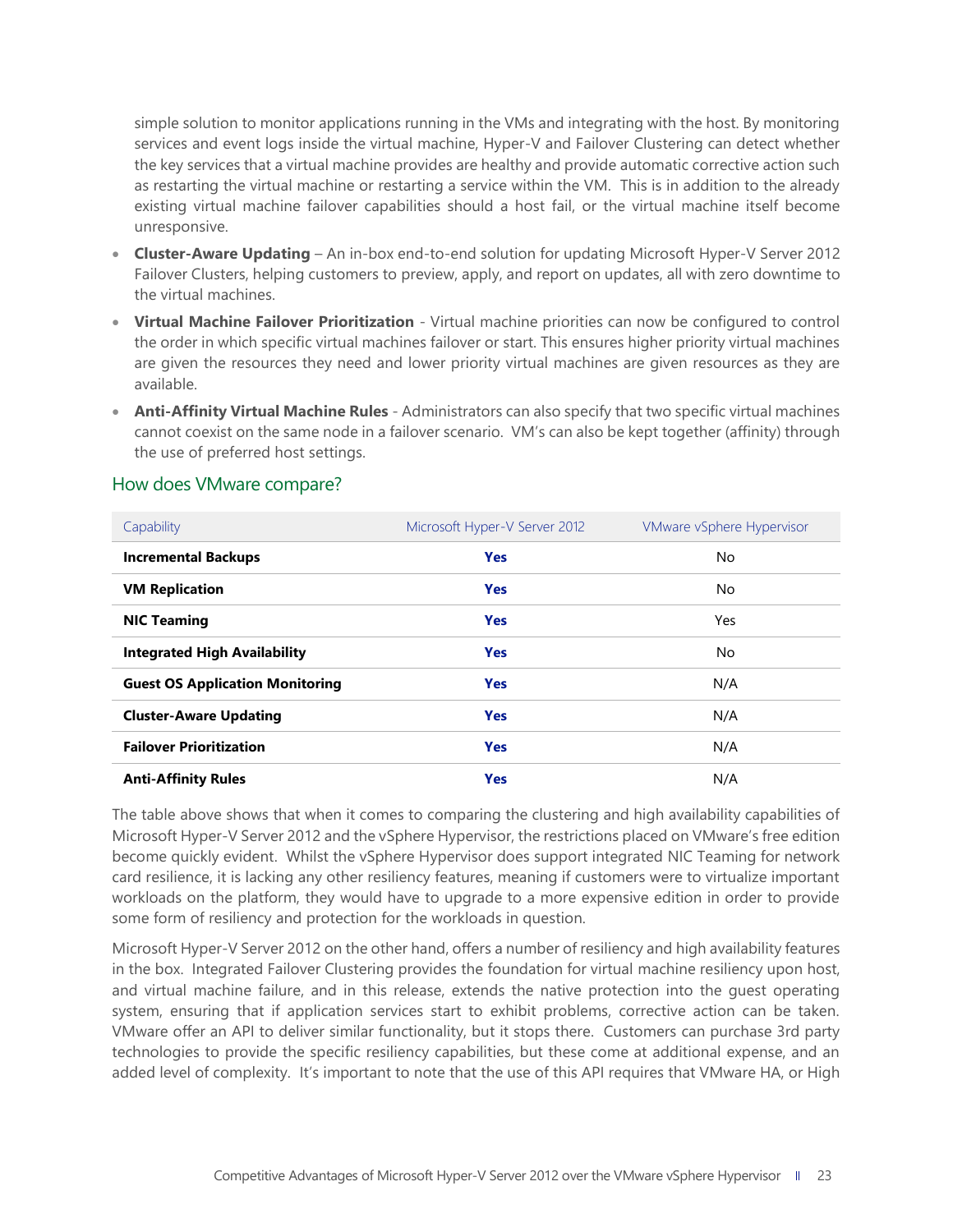simple solution to monitor applications running in the VMs and integrating with the host. By monitoring services and event logs inside the virtual machine, Hyper-V and Failover Clustering can detect whether the key services that a virtual machine provides are healthy and provide automatic corrective action such as restarting the virtual machine or restarting a service within the VM. This is in addition to the already existing virtual machine failover capabilities should a host fail, or the virtual machine itself become unresponsive.

- **Cluster-Aware Updating** – An in-box end-to-end solution for updating Microsoft Hyper-V Server 2012 Failover Clusters, helping customers to preview, apply, and report on updates, all with zero downtime to the virtual machines.
- **Virtual Machine Failover Prioritization** - Virtual machine priorities can now be configured to control the order in which specific virtual machines failover or start. This ensures higher priority virtual machines are given the resources they need and lower priority virtual machines are given resources as they are available.
- **Anti-Affinity Virtual Machine Rules** - Administrators can also specify that two specific virtual machines cannot coexist on the same node in a failover scenario. VM's can also be kept together (affinity) through the use of preferred host settings.

## How does VMware compare?

| Capability | Microsoft Hyper-V Server 2012 | VMware vSphere Hypervisor |
|---|---|---|
| **Incremental Backups** | **Yes** | No |
| **VM Replication** | **Yes** | No |
| **NIC Teaming** | **Yes** | Yes |
| **Integrated High Availability** | **Yes** | No |
| **Guest OS Application Monitoring** | **Yes** | N/A |
| **Cluster-Aware Updating** | **Yes** | N/A |
| **Failover Prioritization** | **Yes** | N/A |
| **Anti-Affinity Rules** | **Yes** | N/A |

The table above shows that when it comes to comparing the clustering and high availability capabilities of Microsoft Hyper-V Server 2012 and the vSphere Hypervisor, the restrictions placed on VMware's free edition become quickly evident. Whilst the vSphere Hypervisor does support integrated NIC Teaming for network card resilience, it is lacking any other resiliency features, meaning if customers were to virtualize important workloads on the platform, they would have to upgrade to a more expensive edition in order to provide some form of resiliency and protection for the workloads in question.

Microsoft Hyper-V Server 2012 on the other hand, offers a number of resiliency and high availability features in the box. Integrated Failover Clustering provides the foundation for virtual machine resiliency upon host, and virtual machine failure, and in this release, extends the native protection into the guest operating system, ensuring that if application services start to exhibit problems, corrective action can be taken. VMware offer an API to deliver similar functionality, but it stops there. Customers can purchase 3rd party technologies to provide the specific resiliency capabilities, but these come at additional expense, and an added level of complexity. It's important to note that the use of this API requires that VMware HA, or High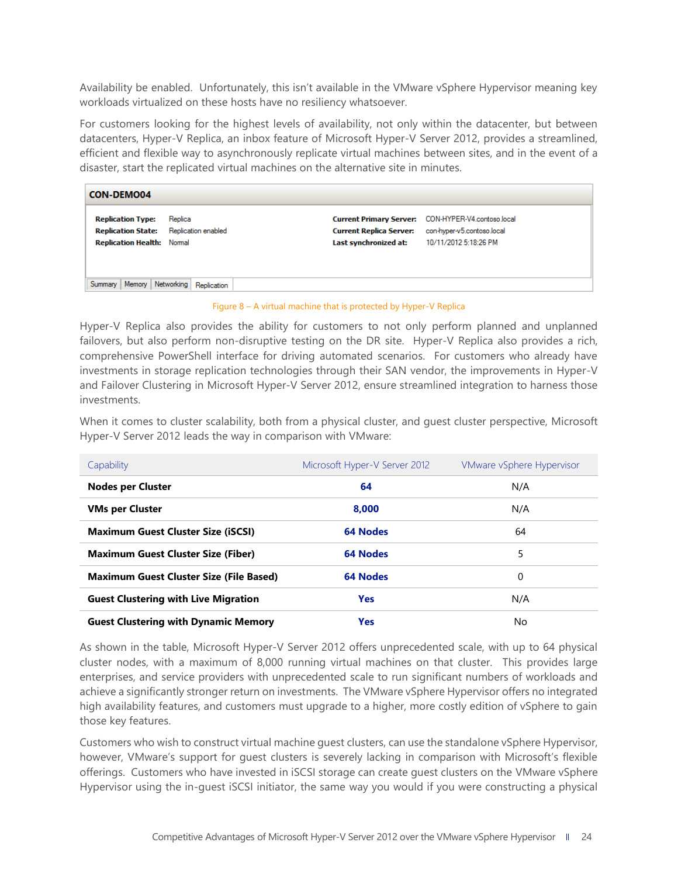Availability be enabled. Unfortunately, this isn't available in the VMware vSphere Hypervisor meaning key workloads virtualized on these hosts have no resiliency whatsoever.

For customers looking for the highest levels of availability, not only within the datacenter, but between datacenters, Hyper-V Replica, an inbox feature of Microsoft Hyper-V Server 2012, provides a streamlined, efficient and flexible way to asynchronously replicate virtual machines between sites, and in the event of a disaster, start the replicated virtual machines on the alternative site in minutes.

**CON-DEMO04**

| | | | |
|---|---|---|---|
| **Replication Type:** | Replica | **Current Primary Server:** | CON-HYPER-V4.contoso.local |
| **Replication State:** | Replication enabled | **Current Replica Server:** | con-hyper-v5.contoso.local |
| **Replication Health:** | Normal | **Last synchronized at:** | 10/11/2012 5:18:26 PM |

Summary | Memory | Networking | Replication

Figure 8 – A virtual machine that is protected by Hyper-V Replica

Hyper-V Replica also provides the ability for customers to not only perform planned and unplanned failovers, but also perform non-disruptive testing on the DR site. Hyper-V Replica also provides a rich, comprehensive PowerShell interface for driving automated scenarios. For customers who already have investments in storage replication technologies through their SAN vendor, the improvements in Hyper-V and Failover Clustering in Microsoft Hyper-V Server 2012, ensure streamlined integration to harness those investments.

When it comes to cluster scalability, both from a physical cluster, and guest cluster perspective, Microsoft Hyper-V Server 2012 leads the way in comparison with VMware:

| Capability | Microsoft Hyper-V Server 2012 | VMware vSphere Hypervisor |
|---|---|---|
| **Nodes per Cluster** | **64** | N/A |
| **VMs per Cluster** | **8,000** | N/A |
| **Maximum Guest Cluster Size (iSCSI)** | **64 Nodes** | 64 |
| **Maximum Guest Cluster Size (Fiber)** | **64 Nodes** | 5 |
| **Maximum Guest Cluster Size (File Based)** | **64 Nodes** | 0 |
| **Guest Clustering with Live Migration** | **Yes** | N/A |
| **Guest Clustering with Dynamic Memory** | **Yes** | No |

As shown in the table, Microsoft Hyper-V Server 2012 offers unprecedented scale, with up to 64 physical cluster nodes, with a maximum of 8,000 running virtual machines on that cluster. This provides large enterprises, and service providers with unprecedented scale to run significant numbers of workloads and achieve a significantly stronger return on investments. The VMware vSphere Hypervisor offers no integrated high availability features, and customers must upgrade to a higher, more costly edition of vSphere to gain those key features.

Customers who wish to construct virtual machine guest clusters, can use the standalone vSphere Hypervisor, however, VMware's support for guest clusters is severely lacking in comparison with Microsoft's flexible offerings. Customers who have invested in iSCSI storage can create guest clusters on the VMware vSphere Hypervisor using the in-guest iSCSI initiator, the same way you would if you were constructing a physical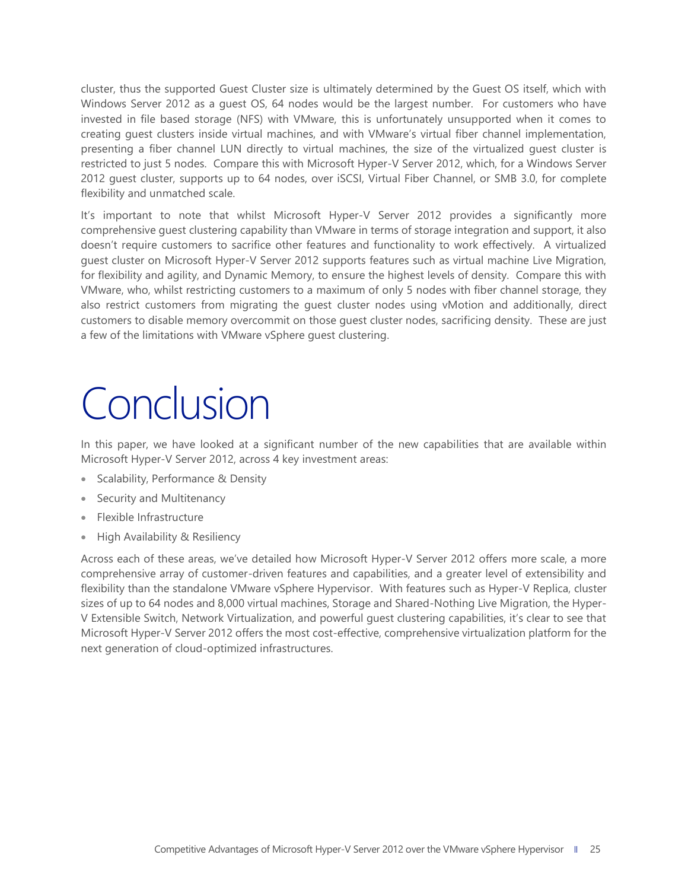cluster, thus the supported Guest Cluster size is ultimately determined by the Guest OS itself, which with Windows Server 2012 as a guest OS, 64 nodes would be the largest number. For customers who have invested in file based storage (NFS) with VMware, this is unfortunately unsupported when it comes to creating guest clusters inside virtual machines, and with VMware's virtual fiber channel implementation, presenting a fiber channel LUN directly to virtual machines, the size of the virtualized guest cluster is restricted to just 5 nodes. Compare this with Microsoft Hyper-V Server 2012, which, for a Windows Server 2012 guest cluster, supports up to 64 nodes, over iSCSI, Virtual Fiber Channel, or SMB 3.0, for complete flexibility and unmatched scale.

It's important to note that whilst Microsoft Hyper-V Server 2012 provides a significantly more comprehensive guest clustering capability than VMware in terms of storage integration and support, it also doesn't require customers to sacrifice other features and functionality to work effectively. A virtualized guest cluster on Microsoft Hyper-V Server 2012 supports features such as virtual machine Live Migration, for flexibility and agility, and Dynamic Memory, to ensure the highest levels of density. Compare this with VMware, who, whilst restricting customers to a maximum of only 5 nodes with fiber channel storage, they also restrict customers from migrating the guest cluster nodes using vMotion and additionally, direct customers to disable memory overcommit on those guest cluster nodes, sacrificing density. These are just a few of the limitations with VMware vSphere guest clustering.

# Conclusion

In this paper, we have looked at a significant number of the new capabilities that are available within Microsoft Hyper-V Server 2012, across 4 key investment areas:

- Scalability, Performance & Density
- Security and Multitenancy
- Flexible Infrastructure
- High Availability & Resiliency

Across each of these areas, we've detailed how Microsoft Hyper-V Server 2012 offers more scale, a more comprehensive array of customer-driven features and capabilities, and a greater level of extensibility and flexibility than the standalone VMware vSphere Hypervisor. With features such as Hyper-V Replica, cluster sizes of up to 64 nodes and 8,000 virtual machines, Storage and Shared-Nothing Live Migration, the Hyper-V Extensible Switch, Network Virtualization, and powerful guest clustering capabilities, it's clear to see that Microsoft Hyper-V Server 2012 offers the most cost-effective, comprehensive virtualization platform for the next generation of cloud-optimized infrastructures.